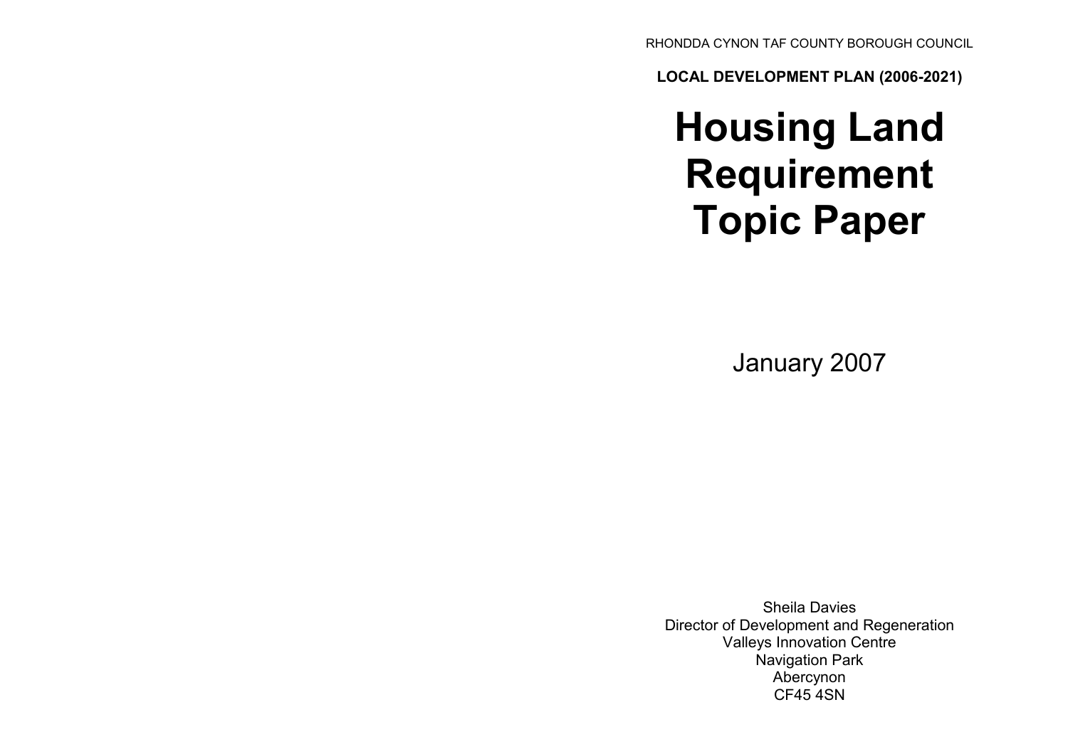RHONDDA CYNON TAF COUNTY BOROUGH COUNCIL

**LOCAL DEVELOPMENT PLAN (2006-2021)**

# Housing Land Requirement Topic Paper

January 2007

Sheila Davies
Director of Development and Regeneration
Valleys Innovation Centre
Navigation Park
Abercynon
CF45 4SN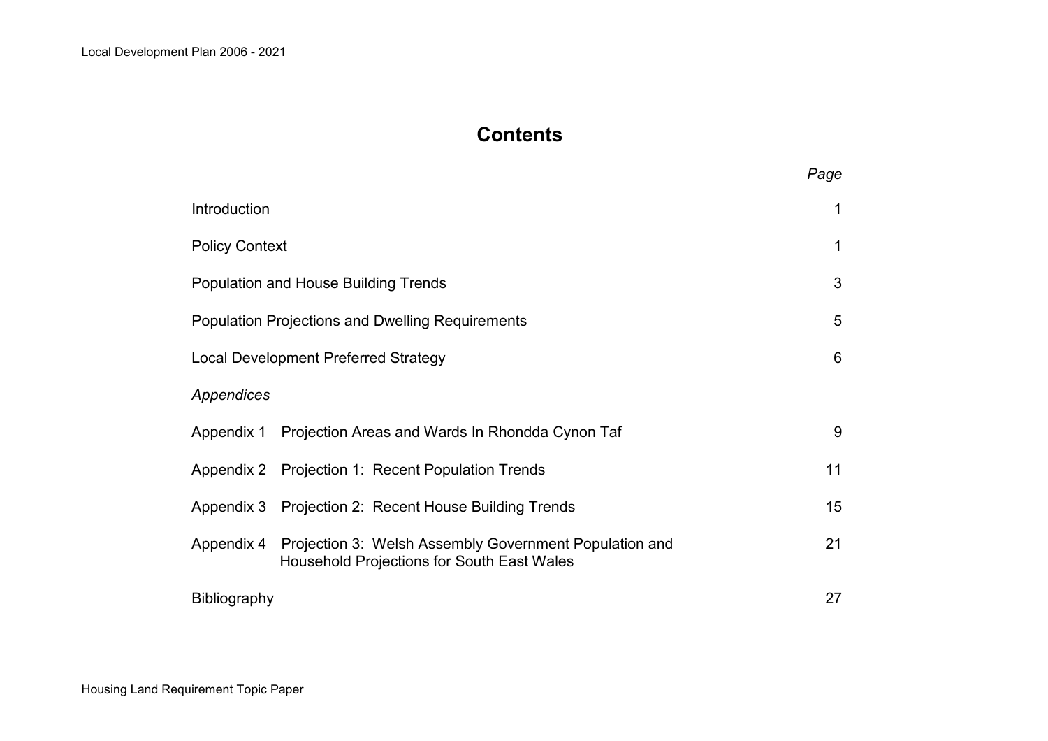# Contents

| | *Page* |
|---|---|
| Introduction | 1 |
| Policy Context | 1 |
| Population and House Building Trends | 3 |
| Population Projections and Dwelling Requirements | 5 |
| Local Development Preferred Strategy | 6 |
| *Appendices* | |
| Appendix 1 Projection Areas and Wards In Rhondda Cynon Taf | 9 |
| Appendix 2 Projection 1: Recent Population Trends | 11 |
| Appendix 3 Projection 2: Recent House Building Trends | 15 |
| Appendix 4 Projection 3: Welsh Assembly Government Population and Household Projections for South East Wales | 21 |
| Bibliography | 27 |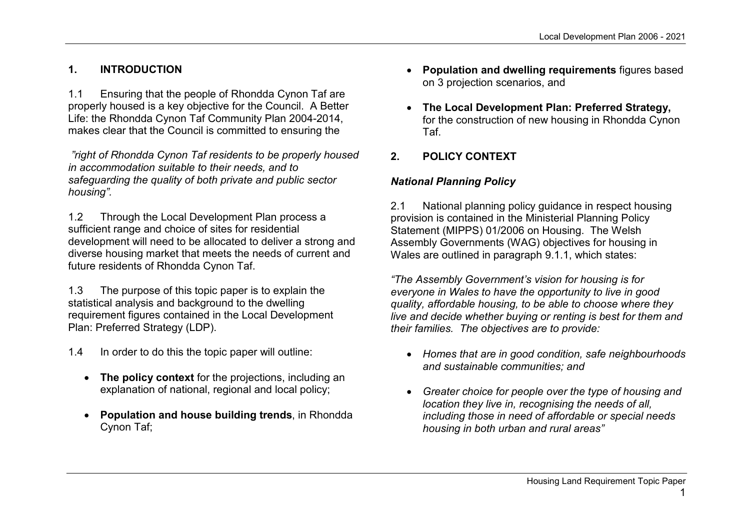## 1. INTRODUCTION

1.1 Ensuring that the people of Rhondda Cynon Taf are properly housed is a key objective for the Council. A Better Life: the Rhondda Cynon Taf Community Plan 2004-2014, makes clear that the Council is committed to ensuring the

*"right of Rhondda Cynon Taf residents to be properly housed in accommodation suitable to their needs, and to safeguarding the quality of both private and public sector housing".*

1.2 Through the Local Development Plan process a sufficient range and choice of sites for residential development will need to be allocated to deliver a strong and diverse housing market that meets the needs of current and future residents of Rhondda Cynon Taf.

1.3 The purpose of this topic paper is to explain the statistical analysis and background to the dwelling requirement figures contained in the Local Development Plan: Preferred Strategy (LDP).

1.4 In order to do this the topic paper will outline:

- **The policy context** for the projections, including an explanation of national, regional and local policy;
- **Population and house building trends**, in Rhondda Cynon Taf;
- **Population and dwelling requirements** figures based on 3 projection scenarios, and
- **The Local Development Plan: Preferred Strategy,** for the construction of new housing in Rhondda Cynon Taf.

## 2. POLICY CONTEXT

### *National Planning Policy*

2.1 National planning policy guidance in respect housing provision is contained in the Ministerial Planning Policy Statement (MIPPS) 01/2006 on Housing. The Welsh Assembly Governments (WAG) objectives for housing in Wales are outlined in paragraph 9.1.1, which states:

*"The Assembly Government's vision for housing is for everyone in Wales to have the opportunity to live in good quality, affordable housing, to be able to choose where they live and decide whether buying or renting is best for them and their families. The objectives are to provide:*

- *Homes that are in good condition, safe neighbourhoods and sustainable communities; and*
- *Greater choice for people over the type of housing and location they live in, recognising the needs of all, including those in need of affordable or special needs housing in both urban and rural areas"*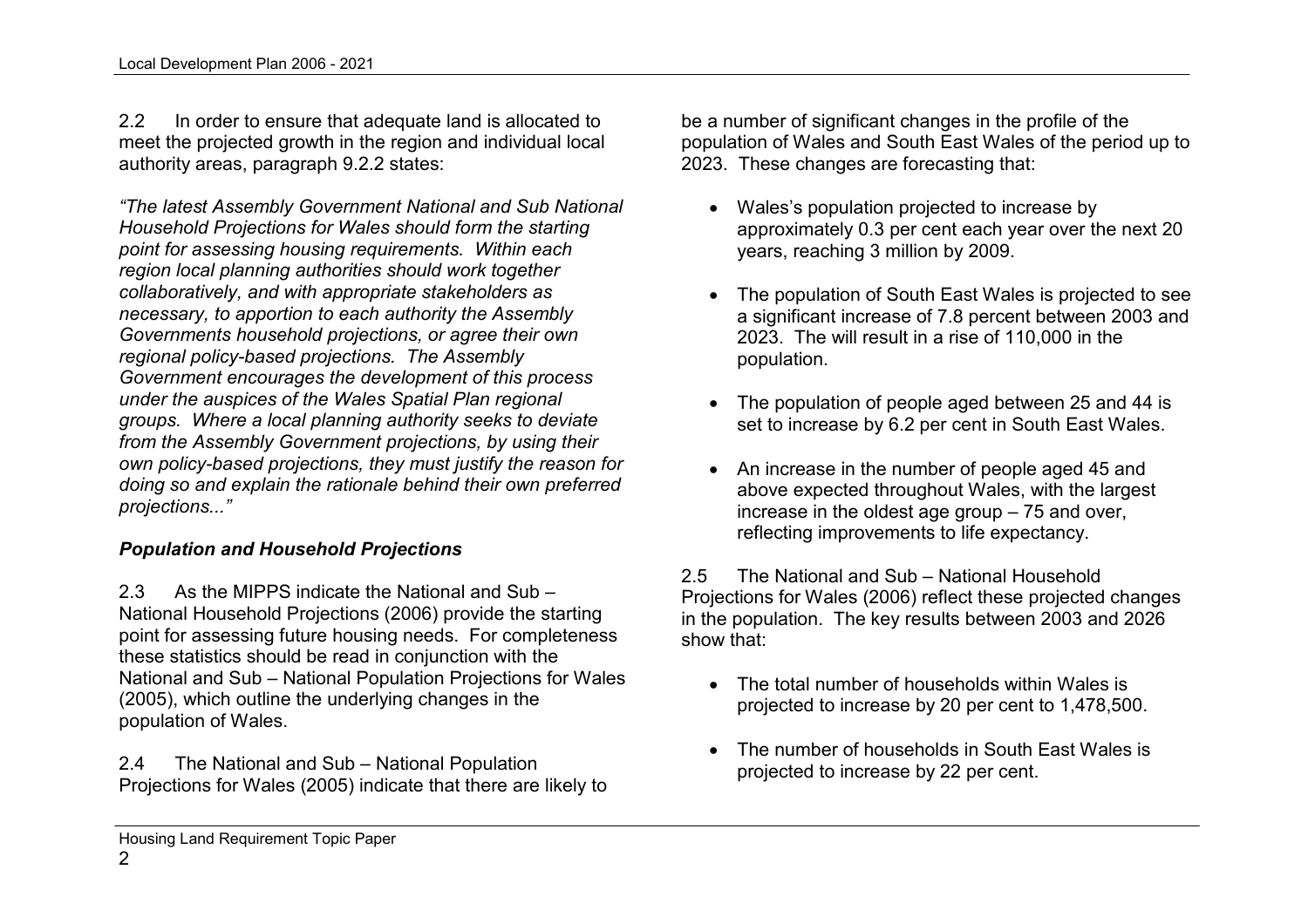2.2 In order to ensure that adequate land is allocated to meet the projected growth in the region and individual local authority areas, paragraph 9.2.2 states:

*"The latest Assembly Government National and Sub National Household Projections for Wales should form the starting point for assessing housing requirements. Within each region local planning authorities should work together collaboratively, and with appropriate stakeholders as necessary, to apportion to each authority the Assembly Governments household projections, or agree their own regional policy-based projections. The Assembly Government encourages the development of this process under the auspices of the Wales Spatial Plan regional groups. Where a local planning authority seeks to deviate from the Assembly Government projections, by using their own policy-based projections, they must justify the reason for doing so and explain the rationale behind their own preferred projections..."*

### *Population and Household Projections*

2.3 As the MIPPS indicate the National and Sub – National Household Projections (2006) provide the starting point for assessing future housing needs. For completeness these statistics should be read in conjunction with the National and Sub – National Population Projections for Wales (2005), which outline the underlying changes in the population of Wales.

2.4 The National and Sub – National Population Projections for Wales (2005) indicate that there are likely to be a number of significant changes in the profile of the population of Wales and South East Wales of the period up to 2023. These changes are forecasting that:

- Wales's population projected to increase by approximately 0.3 per cent each year over the next 20 years, reaching 3 million by 2009.
- The population of South East Wales is projected to see a significant increase of 7.8 percent between 2003 and 2023. The will result in a rise of 110,000 in the population.
- The population of people aged between 25 and 44 is set to increase by 6.2 per cent in South East Wales.
- An increase in the number of people aged 45 and above expected throughout Wales, with the largest increase in the oldest age group – 75 and over, reflecting improvements to life expectancy.

2.5 The National and Sub – National Household Projections for Wales (2006) reflect these projected changes in the population. The key results between 2003 and 2026 show that:

- The total number of households within Wales is projected to increase by 20 per cent to 1,478,500.
- The number of households in South East Wales is projected to increase by 22 per cent.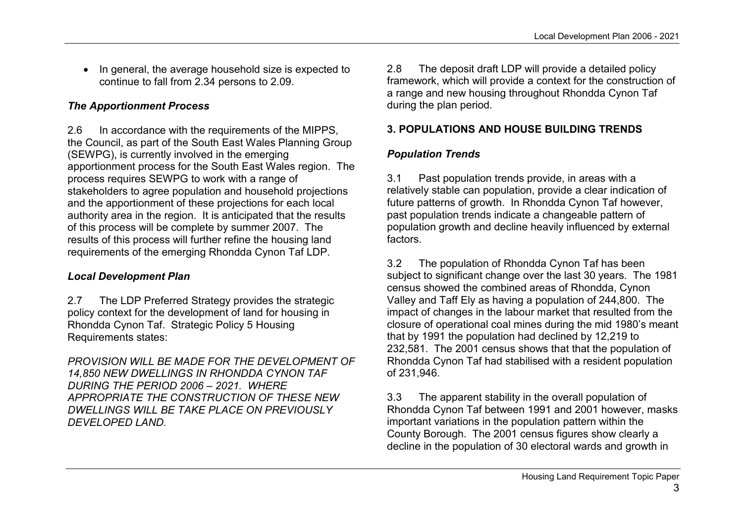- In general, the average household size is expected to continue to fall from 2.34 persons to 2.09.

### *The Apportionment Process*

2.6 In accordance with the requirements of the MIPPS, the Council, as part of the South East Wales Planning Group (SEWPG), is currently involved in the emerging apportionment process for the South East Wales region. The process requires SEWPG to work with a range of stakeholders to agree population and household projections and the apportionment of these projections for each local authority area in the region. It is anticipated that the results of this process will be complete by summer 2007. The results of this process will further refine the housing land requirements of the emerging Rhondda Cynon Taf LDP.

### *Local Development Plan*

2.7 The LDP Preferred Strategy provides the strategic policy context for the development of land for housing in Rhondda Cynon Taf. Strategic Policy 5 Housing Requirements states:

*PROVISION WILL BE MADE FOR THE DEVELOPMENT OF 14,850 NEW DWELLINGS IN RHONDDA CYNON TAF DURING THE PERIOD 2006 – 2021. WHERE APPROPRIATE THE CONSTRUCTION OF THESE NEW DWELLINGS WILL BE TAKE PLACE ON PREVIOUSLY DEVELOPED LAND.*

2.8 The deposit draft LDP will provide a detailed policy framework, which will provide a context for the construction of a range and new housing throughout Rhondda Cynon Taf during the plan period.

## 3. POPULATIONS AND HOUSE BUILDING TRENDS

### *Population Trends*

3.1 Past population trends provide, in areas with a relatively stable can population, provide a clear indication of future patterns of growth. In Rhondda Cynon Taf however, past population trends indicate a changeable pattern of population growth and decline heavily influenced by external factors.

3.2 The population of Rhondda Cynon Taf has been subject to significant change over the last 30 years. The 1981 census showed the combined areas of Rhondda, Cynon Valley and Taff Ely as having a population of 244,800. The impact of changes in the labour market that resulted from the closure of operational coal mines during the mid 1980's meant that by 1991 the population had declined by 12,219 to 232,581. The 2001 census shows that that the population of Rhondda Cynon Taf had stabilised with a resident population of 231,946.

3.3 The apparent stability in the overall population of Rhondda Cynon Taf between 1991 and 2001 however, masks important variations in the population pattern within the County Borough. The 2001 census figures show clearly a decline in the population of 30 electoral wards and growth in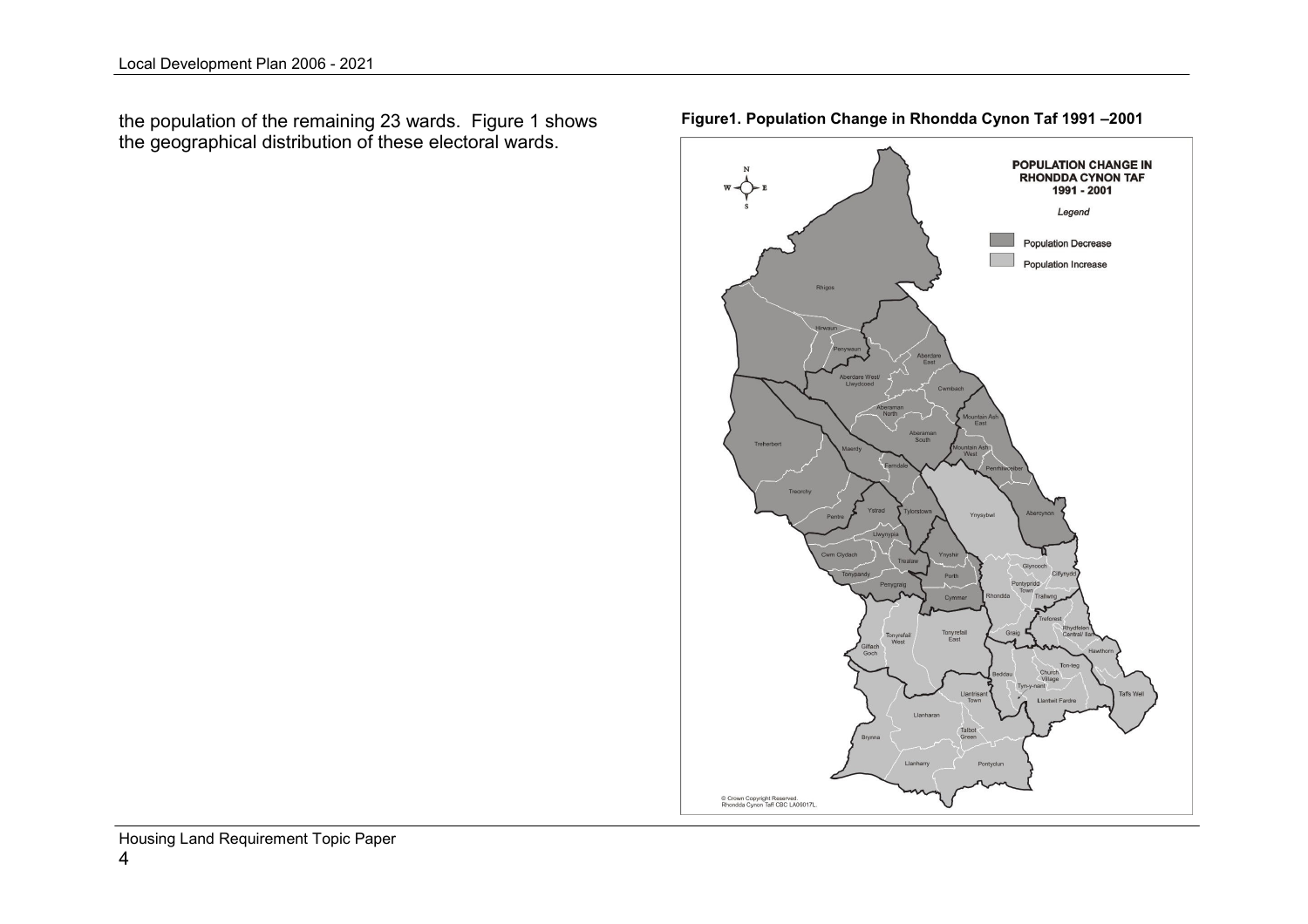the population of the remaining 23 wards. Figure 1 shows the geographical distribution of these electoral wards.

**Figure1. Population Change in Rhondda Cynon Taf 1991 –2001**

POPULATION CHANGE IN RHONDDA CYNON TAF 1991 - 2001

Legend

Population Decrease

Population Increase

Rhigos

Hirwaun

Penywaun

Aberdare East

Aberdare West/ Llwydcoed

Cwmbach

Aberaman North

Aberaman South

Mountain Ash East

Mountain Ash West

Penrhiwceiber

Treherbert

Maerdy

Ferndale

Treorchy

Ystrad

Tylorstown

Ynysybwl

Abercynon

Pentre

Llwynypia

Cwm Clydach

Trealaw

Ynyshir

Glyncoch

Cilfynydd

Tonypandy

Penygraig

Porth

Pontypridd Town

Trallwng

Cymmer

Rhondda

Treforest

Rhydfelen Central/ Ilan

Tonyrefail West

Tonyrefail East

Graig

Gilfach Goch

Hawthorn

Ton-teg

Beddau

Church Village

Tyn-y-nant

Llantrisant Town

Llantwit Fardre

Taffs Well

Llanharan

Talbot Green

Brynna

Llanharry

Pontyclun

© Crown Copyright Reserved. Rhondda Cynon Taff CBC LA09017L.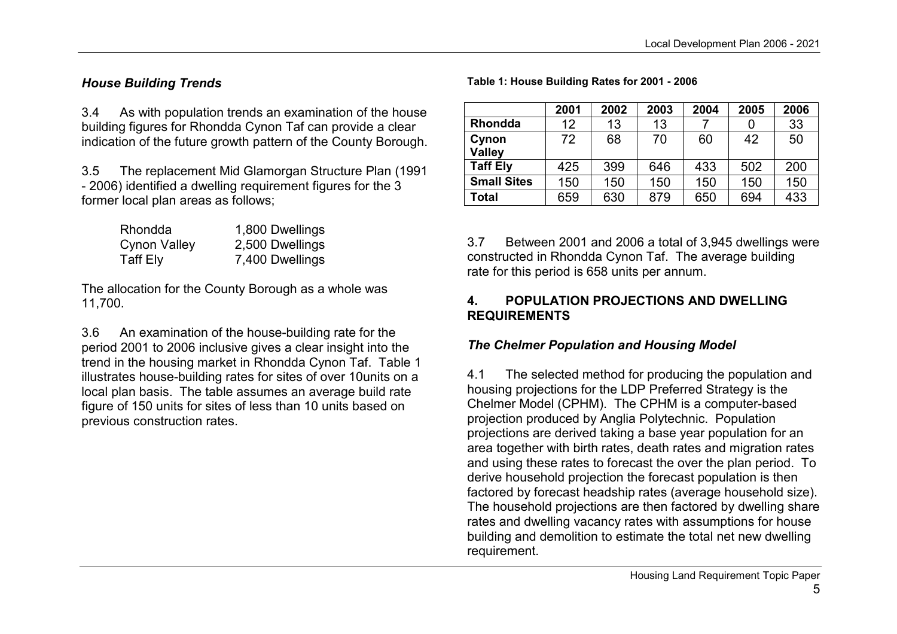### *House Building Trends*

3.4 As with population trends an examination of the house building figures for Rhondda Cynon Taf can provide a clear indication of the future growth pattern of the County Borough.

3.5 The replacement Mid Glamorgan Structure Plan (1991 - 2006) identified a dwelling requirement figures for the 3 former local plan areas as follows;

| | |
|---|---|
| Rhondda | 1,800 Dwellings |
| Cynon Valley | 2,500 Dwellings |
| Taff Ely | 7,400 Dwellings |

The allocation for the County Borough as a whole was 11,700.

3.6 An examination of the house-building rate for the period 2001 to 2006 inclusive gives a clear insight into the trend in the housing market in Rhondda Cynon Taf. Table 1 illustrates house-building rates for sites of over 10units on a local plan basis. The table assumes an average build rate figure of 150 units for sites of less than 10 units based on previous construction rates.

**Table 1: House Building Rates for 2001 - 2006**

| | 2001 | 2002 | 2003 | 2004 | 2005 | 2006 |
|---|---|---|---|---|---|---|
| **Rhondda** | 12 | 13 | 13 | 7 | 0 | 33 |
| **Cynon Valley** | 72 | 68 | 70 | 60 | 42 | 50 |
| **Taff Ely** | 425 | 399 | 646 | 433 | 502 | 200 |
| **Small Sites** | 150 | 150 | 150 | 150 | 150 | 150 |
| **Total** | 659 | 630 | 879 | 650 | 694 | 433 |

3.7 Between 2001 and 2006 a total of 3,945 dwellings were constructed in Rhondda Cynon Taf. The average building rate for this period is 658 units per annum.

## 4. POPULATION PROJECTIONS AND DWELLING REQUIREMENTS

### *The Chelmer Population and Housing Model*

4.1 The selected method for producing the population and housing projections for the LDP Preferred Strategy is the Chelmer Model (CPHM). The CPHM is a computer-based projection produced by Anglia Polytechnic. Population projections are derived taking a base year population for an area together with birth rates, death rates and migration rates and using these rates to forecast the over the plan period. To derive household projection the forecast population is then factored by forecast headship rates (average household size). The household projections are then factored by dwelling share rates and dwelling vacancy rates with assumptions for house building and demolition to estimate the total net new dwelling requirement.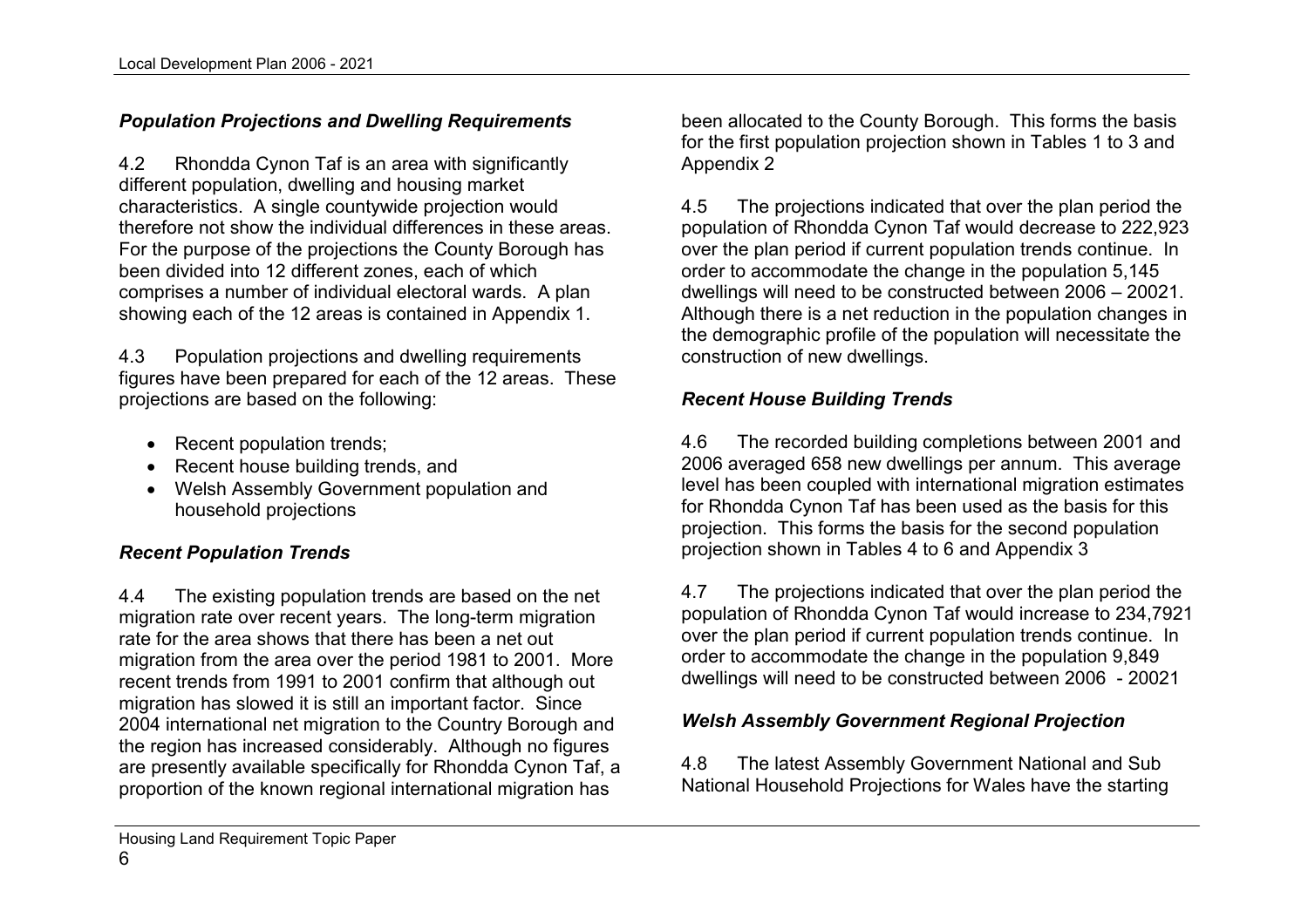### *Population Projections and Dwelling Requirements*

4.2 Rhondda Cynon Taf is an area with significantly different population, dwelling and housing market characteristics. A single countywide projection would therefore not show the individual differences in these areas. For the purpose of the projections the County Borough has been divided into 12 different zones, each of which comprises a number of individual electoral wards. A plan showing each of the 12 areas is contained in Appendix 1.

4.3 Population projections and dwelling requirements figures have been prepared for each of the 12 areas. These projections are based on the following:

- Recent population trends;
- Recent house building trends, and
- Welsh Assembly Government population and household projections

### *Recent Population Trends*

4.4 The existing population trends are based on the net migration rate over recent years. The long-term migration rate for the area shows that there has been a net out migration from the area over the period 1981 to 2001. More recent trends from 1991 to 2001 confirm that although out migration has slowed it is still an important factor. Since 2004 international net migration to the Country Borough and the region has increased considerably. Although no figures are presently available specifically for Rhondda Cynon Taf, a proportion of the known regional international migration has been allocated to the County Borough. This forms the basis for the first population projection shown in Tables 1 to 3 and Appendix 2

4.5 The projections indicated that over the plan period the population of Rhondda Cynon Taf would decrease to 222,923 over the plan period if current population trends continue. In order to accommodate the change in the population 5,145 dwellings will need to be constructed between 2006 – 20021. Although there is a net reduction in the population changes in the demographic profile of the population will necessitate the construction of new dwellings.

### *Recent House Building Trends*

4.6 The recorded building completions between 2001 and 2006 averaged 658 new dwellings per annum. This average level has been coupled with international migration estimates for Rhondda Cynon Taf has been used as the basis for this projection. This forms the basis for the second population projection shown in Tables 4 to 6 and Appendix 3

4.7 The projections indicated that over the plan period the population of Rhondda Cynon Taf would increase to 234,7921 over the plan period if current population trends continue. In order to accommodate the change in the population 9,849 dwellings will need to be constructed between 2006 - 20021

### *Welsh Assembly Government Regional Projection*

4.8 The latest Assembly Government National and Sub National Household Projections for Wales have the starting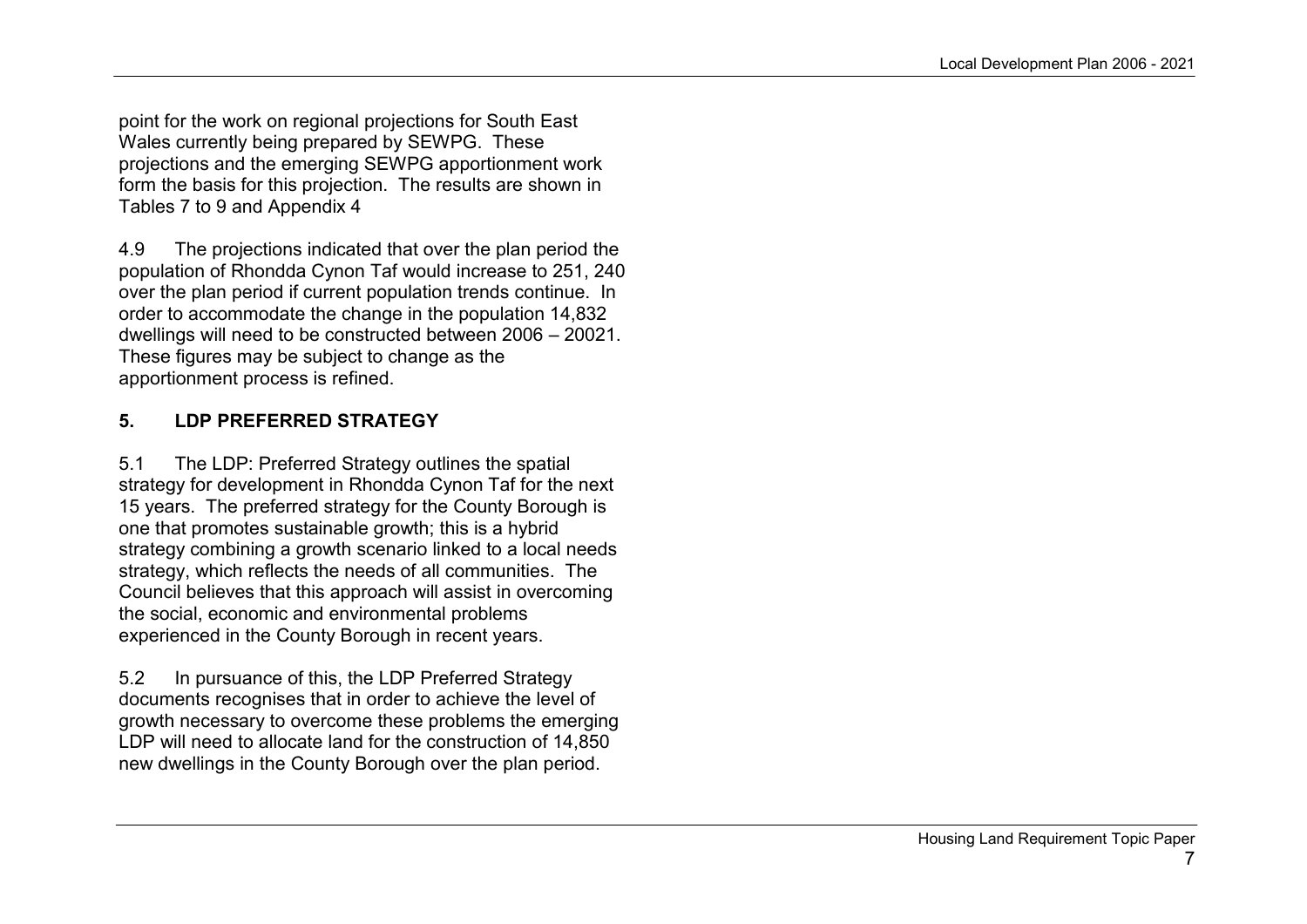point for the work on regional projections for South East Wales currently being prepared by SEWPG. These projections and the emerging SEWPG apportionment work form the basis for this projection. The results are shown in Tables 7 to 9 and Appendix 4

4.9 The projections indicated that over the plan period the population of Rhondda Cynon Taf would increase to 251, 240 over the plan period if current population trends continue. In order to accommodate the change in the population 14,832 dwellings will need to be constructed between 2006 – 20021. These figures may be subject to change as the apportionment process is refined.

## 5. LDP PREFERRED STRATEGY

5.1 The LDP: Preferred Strategy outlines the spatial strategy for development in Rhondda Cynon Taf for the next 15 years. The preferred strategy for the County Borough is one that promotes sustainable growth; this is a hybrid strategy combining a growth scenario linked to a local needs strategy, which reflects the needs of all communities. The Council believes that this approach will assist in overcoming the social, economic and environmental problems experienced in the County Borough in recent years.

5.2 In pursuance of this, the LDP Preferred Strategy documents recognises that in order to achieve the level of growth necessary to overcome these problems the emerging LDP will need to allocate land for the construction of 14,850 new dwellings in the County Borough over the plan period.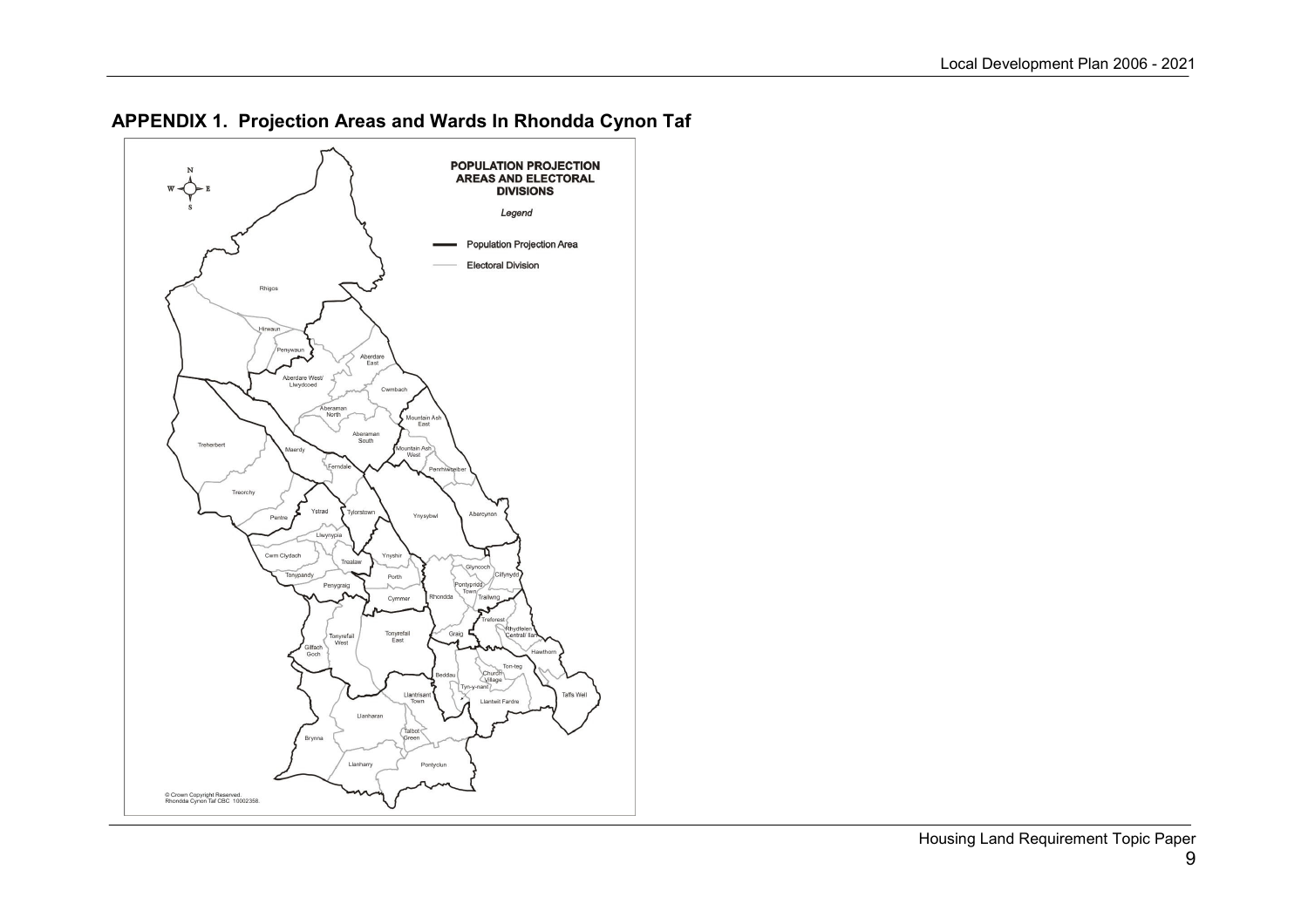## APPENDIX 1. Projection Areas and Wards In Rhondda Cynon Taf

POPULATION PROJECTION AREAS AND ELECTORAL DIVISIONS

*Legend*

Population Projection Area

Electoral Division

Rhigos
Hirwaun
Penywaun
Aberdare East
Aberdare West/ Llwydcoed
Cwmbach
Aberaman North
Aberaman South
Mountain Ash East
Mountain Ash West
Penrhiwceiber
Treherbert
Maerdy
Ferndale
Treorchy
Ystrad
Tylorstown
Ynysybwl
Abercynon
Pentre
Llwynypia
Cwm Clydach
Trealaw
Ynyshir
Glyncoch
Cilfynydd
Tonypandy
Porth
Penygraig
Pontypridd Town
Rhondda
Trallwng
Cymmer
Treforest
Rhydfelen Central/ Ilan
Tonyrefail West
Tonyrefail East
Graig
Hawthorn
Gilfach Goch
Ton-teg
Beddau
Church Village
Tyn-y-nant
Taffs Well
Llantrisant Town
Llantwit Fardre
Llanharan
Talbot Green
Brynna
Llanharry
Pontyclun

© Crown Copyright Reserved.
Rhondda Cynon Taf CBC 10002358.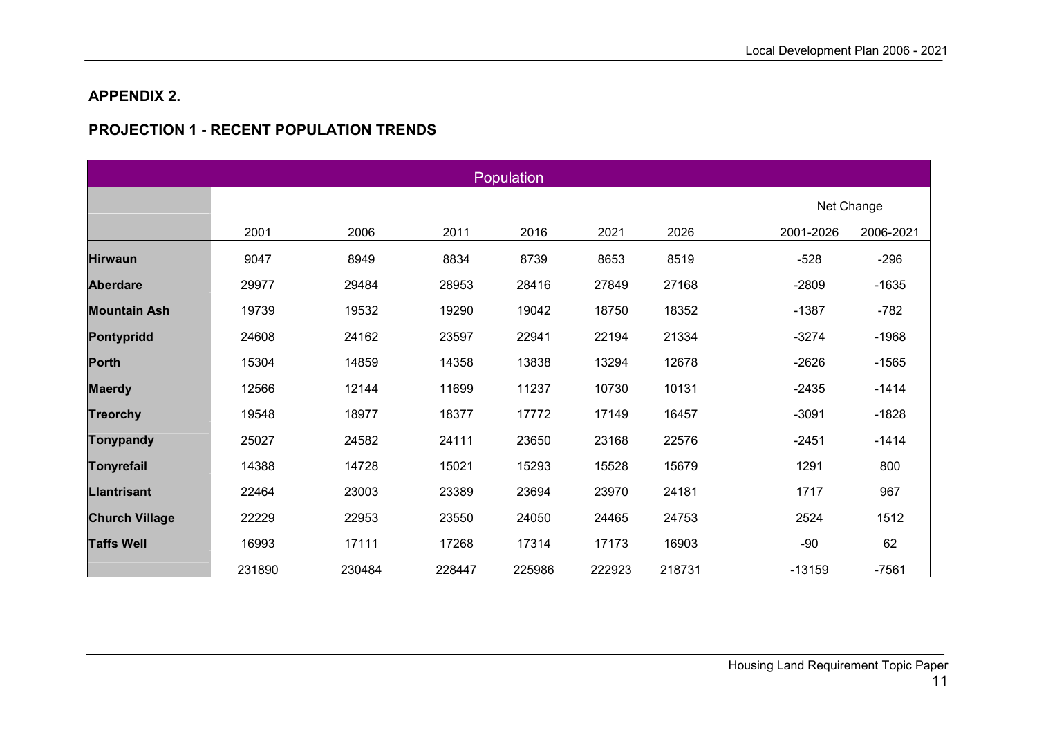## APPENDIX 2.

## PROJECTION 1 - RECENT POPULATION TRENDS

| Population | | | | | | | | |
|---|---|---|---|---|---|---|---|---|
| | | | | | | | Net Change | |
| | 2001 | 2006 | 2011 | 2016 | 2021 | 2026 | 2001-2026 | 2006-2021 |
| **Hirwaun** | 9047 | 8949 | 8834 | 8739 | 8653 | 8519 | -528 | -296 |
| **Aberdare** | 29977 | 29484 | 28953 | 28416 | 27849 | 27168 | -2809 | -1635 |
| **Mountain Ash** | 19739 | 19532 | 19290 | 19042 | 18750 | 18352 | -1387 | -782 |
| **Pontypridd** | 24608 | 24162 | 23597 | 22941 | 22194 | 21334 | -3274 | -1968 |
| **Porth** | 15304 | 14859 | 14358 | 13838 | 13294 | 12678 | -2626 | -1565 |
| **Maerdy** | 12566 | 12144 | 11699 | 11237 | 10730 | 10131 | -2435 | -1414 |
| **Treorchy** | 19548 | 18977 | 18377 | 17772 | 17149 | 16457 | -3091 | -1828 |
| **Tonypandy** | 25027 | 24582 | 24111 | 23650 | 23168 | 22576 | -2451 | -1414 |
| **Tonyrefail** | 14388 | 14728 | 15021 | 15293 | 15528 | 15679 | 1291 | 800 |
| **Llantrisant** | 22464 | 23003 | 23389 | 23694 | 23970 | 24181 | 1717 | 967 |
| **Church Village** | 22229 | 22953 | 23550 | 24050 | 24465 | 24753 | 2524 | 1512 |
| **Taffs Well** | 16993 | 17111 | 17268 | 17314 | 17173 | 16903 | -90 | 62 |
| | 231890 | 230484 | 228447 | 225986 | 222923 | 218731 | -13159 | -7561 |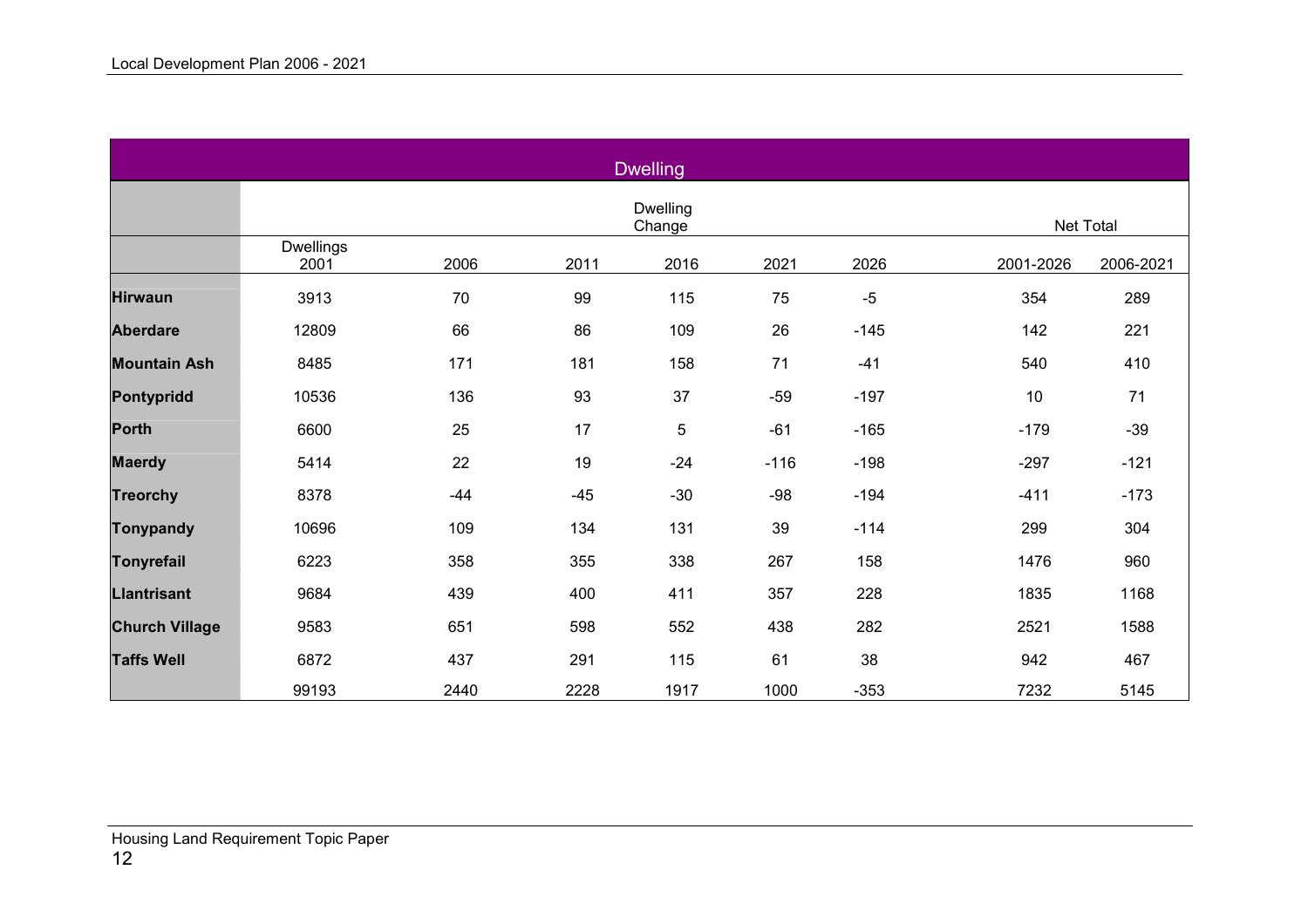| Dwelling | | | | | | | | |
|---|---|---|---|---|---|---|---|---|
| | | Dwelling Change | | | | | Net Total | |
| | Dwellings 2001 | 2006 | 2011 | 2016 | 2021 | 2026 | 2001-2026 | 2006-2021 |
| **Hirwaun** | 3913 | 70 | 99 | 115 | 75 | -5 | 354 | 289 |
| **Aberdare** | 12809 | 66 | 86 | 109 | 26 | -145 | 142 | 221 |
| **Mountain Ash** | 8485 | 171 | 181 | 158 | 71 | -41 | 540 | 410 |
| **Pontypridd** | 10536 | 136 | 93 | 37 | -59 | -197 | 10 | 71 |
| **Porth** | 6600 | 25 | 17 | 5 | -61 | -165 | -179 | -39 |
| **Maerdy** | 5414 | 22 | 19 | -24 | -116 | -198 | -297 | -121 |
| **Treorchy** | 8378 | -44 | -45 | -30 | -98 | -194 | -411 | -173 |
| **Tonypandy** | 10696 | 109 | 134 | 131 | 39 | -114 | 299 | 304 |
| **Tonyrefail** | 6223 | 358 | 355 | 338 | 267 | 158 | 1476 | 960 |
| **Llantrisant** | 9684 | 439 | 400 | 411 | 357 | 228 | 1835 | 1168 |
| **Church Village** | 9583 | 651 | 598 | 552 | 438 | 282 | 2521 | 1588 |
| **Taffs Well** | 6872 | 437 | 291 | 115 | 61 | 38 | 942 | 467 |
| | 99193 | 2440 | 2228 | 1917 | 1000 | -353 | 7232 | 5145 |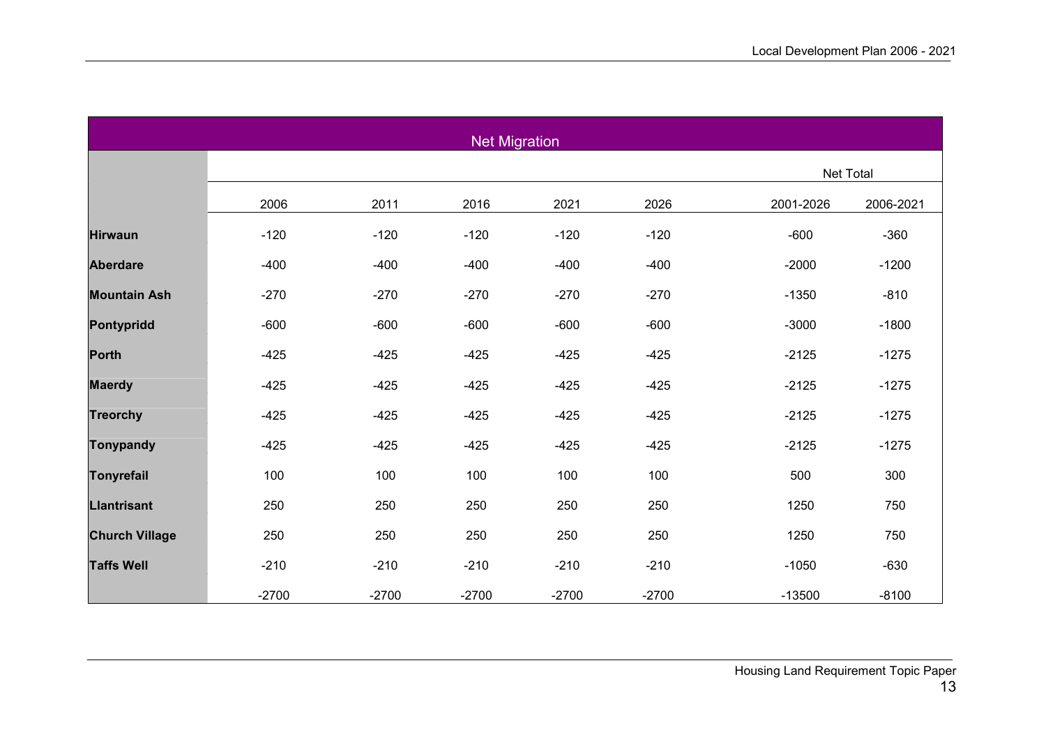| Net Migration | | | | | | | |
|---|---|---|---|---|---|---|---|
| | | | | | | Net Total | |
| | 2006 | 2011 | 2016 | 2021 | 2026 | 2001-2026 | 2006-2021 |
| **Hirwaun** | -120 | -120 | -120 | -120 | -120 | -600 | -360 |
| **Aberdare** | -400 | -400 | -400 | -400 | -400 | -2000 | -1200 |
| **Mountain Ash** | -270 | -270 | -270 | -270 | -270 | -1350 | -810 |
| **Pontypridd** | -600 | -600 | -600 | -600 | -600 | -3000 | -1800 |
| **Porth** | -425 | -425 | -425 | -425 | -425 | -2125 | -1275 |
| **Maerdy** | -425 | -425 | -425 | -425 | -425 | -2125 | -1275 |
| **Treorchy** | -425 | -425 | -425 | -425 | -425 | -2125 | -1275 |
| **Tonypandy** | -425 | -425 | -425 | -425 | -425 | -2125 | -1275 |
| **Tonyrefail** | 100 | 100 | 100 | 100 | 100 | 500 | 300 |
| **Llantrisant** | 250 | 250 | 250 | 250 | 250 | 1250 | 750 |
| **Church Village** | 250 | 250 | 250 | 250 | 250 | 1250 | 750 |
| **Taffs Well** | -210 | -210 | -210 | -210 | -210 | -1050 | -630 |
| | -2700 | -2700 | -2700 | -2700 | -2700 | -13500 | -8100 |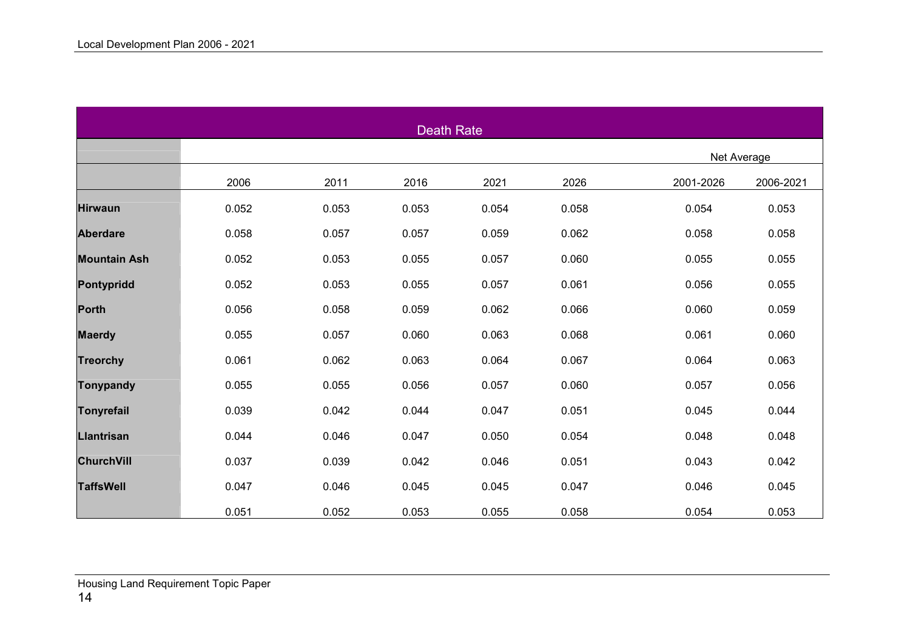| Death Rate | | | | | | | |
|---|---|---|---|---|---|---|---|
| | | | | | | Net Average | |
| | 2006 | 2011 | 2016 | 2021 | 2026 | 2001-2026 | 2006-2021 |
| **Hirwaun** | 0.052 | 0.053 | 0.053 | 0.054 | 0.058 | 0.054 | 0.053 |
| **Aberdare** | 0.058 | 0.057 | 0.057 | 0.059 | 0.062 | 0.058 | 0.058 |
| **Mountain Ash** | 0.052 | 0.053 | 0.055 | 0.057 | 0.060 | 0.055 | 0.055 |
| **Pontypridd** | 0.052 | 0.053 | 0.055 | 0.057 | 0.061 | 0.056 | 0.055 |
| **Porth** | 0.056 | 0.058 | 0.059 | 0.062 | 0.066 | 0.060 | 0.059 |
| **Maerdy** | 0.055 | 0.057 | 0.060 | 0.063 | 0.068 | 0.061 | 0.060 |
| **Treorchy** | 0.061 | 0.062 | 0.063 | 0.064 | 0.067 | 0.064 | 0.063 |
| **Tonypandy** | 0.055 | 0.055 | 0.056 | 0.057 | 0.060 | 0.057 | 0.056 |
| **Tonyrefail** | 0.039 | 0.042 | 0.044 | 0.047 | 0.051 | 0.045 | 0.044 |
| **Llantrisan** | 0.044 | 0.046 | 0.047 | 0.050 | 0.054 | 0.048 | 0.048 |
| **ChurchVill** | 0.037 | 0.039 | 0.042 | 0.046 | 0.051 | 0.043 | 0.042 |
| **TaffsWell** | 0.047 | 0.046 | 0.045 | 0.045 | 0.047 | 0.046 | 0.045 |
| | 0.051 | 0.052 | 0.053 | 0.055 | 0.058 | 0.054 | 0.053 |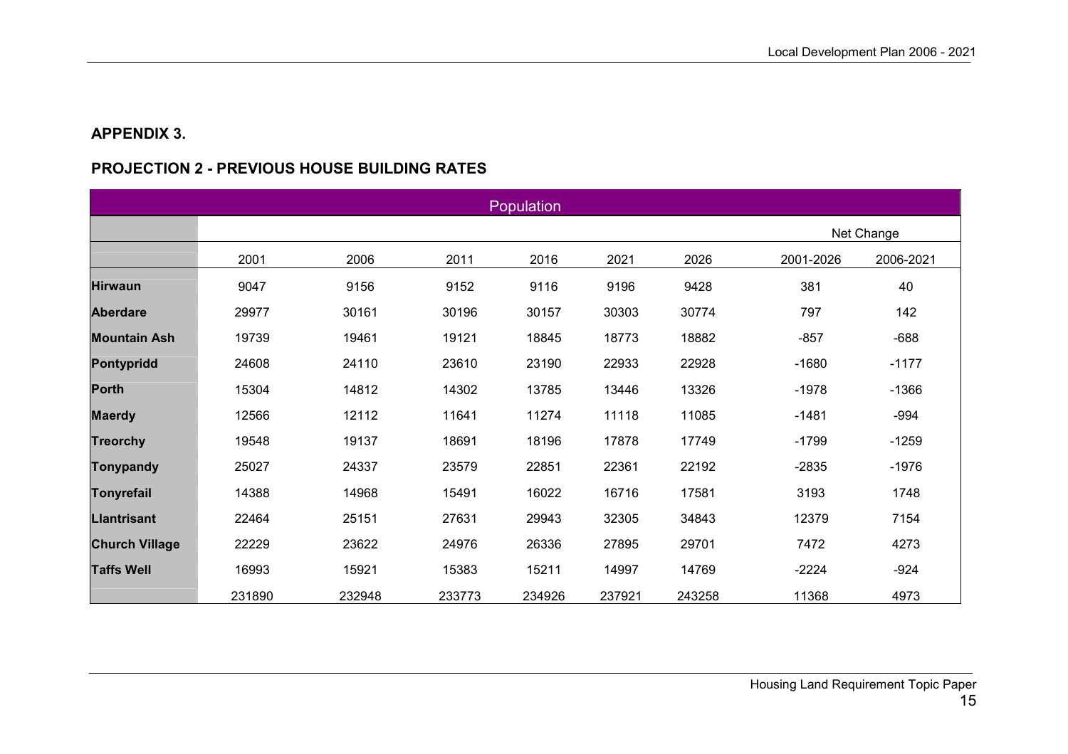## APPENDIX 3.

## PROJECTION 2 - PREVIOUS HOUSE BUILDING RATES

| Population | | | | | | | | |
|---|---|---|---|---|---|---|---|---|
| | | | | | | | Net Change | |
| | 2001 | 2006 | 2011 | 2016 | 2021 | 2026 | 2001-2026 | 2006-2021 |
| **Hirwaun** | 9047 | 9156 | 9152 | 9116 | 9196 | 9428 | 381 | 40 |
| **Aberdare** | 29977 | 30161 | 30196 | 30157 | 30303 | 30774 | 797 | 142 |
| **Mountain Ash** | 19739 | 19461 | 19121 | 18845 | 18773 | 18882 | -857 | -688 |
| **Pontypridd** | 24608 | 24110 | 23610 | 23190 | 22933 | 22928 | -1680 | -1177 |
| **Porth** | 15304 | 14812 | 14302 | 13785 | 13446 | 13326 | -1978 | -1366 |
| **Maerdy** | 12566 | 12112 | 11641 | 11274 | 11118 | 11085 | -1481 | -994 |
| **Treorchy** | 19548 | 19137 | 18691 | 18196 | 17878 | 17749 | -1799 | -1259 |
| **Tonypandy** | 25027 | 24337 | 23579 | 22851 | 22361 | 22192 | -2835 | -1976 |
| **Tonyrefail** | 14388 | 14968 | 15491 | 16022 | 16716 | 17581 | 3193 | 1748 |
| **Llantrisant** | 22464 | 25151 | 27631 | 29943 | 32305 | 34843 | 12379 | 7154 |
| **Church Village** | 22229 | 23622 | 24976 | 26336 | 27895 | 29701 | 7472 | 4273 |
| **Taffs Well** | 16993 | 15921 | 15383 | 15211 | 14997 | 14769 | -2224 | -924 |
| | 231890 | 232948 | 233773 | 234926 | 237921 | 243258 | 11368 | 4973 |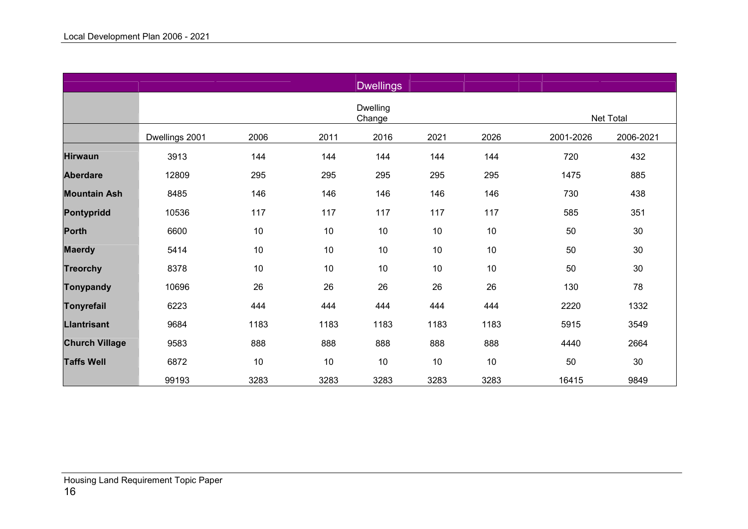| | | | | Dwellings | | | | |
|---|---|---|---|---|---|---|---|---|
| | | | | Dwelling Change | | | Net Total | |
| | Dwellings 2001 | 2006 | 2011 | 2016 | 2021 | 2026 | 2001-2026 | 2006-2021 |
| **Hirwaun** | 3913 | 144 | 144 | 144 | 144 | 144 | 720 | 432 |
| **Aberdare** | 12809 | 295 | 295 | 295 | 295 | 295 | 1475 | 885 |
| **Mountain Ash** | 8485 | 146 | 146 | 146 | 146 | 146 | 730 | 438 |
| **Pontypridd** | 10536 | 117 | 117 | 117 | 117 | 117 | 585 | 351 |
| **Porth** | 6600 | 10 | 10 | 10 | 10 | 10 | 50 | 30 |
| **Maerdy** | 5414 | 10 | 10 | 10 | 10 | 10 | 50 | 30 |
| **Treorchy** | 8378 | 10 | 10 | 10 | 10 | 10 | 50 | 30 |
| **Tonypandy** | 10696 | 26 | 26 | 26 | 26 | 26 | 130 | 78 |
| **Tonyrefail** | 6223 | 444 | 444 | 444 | 444 | 444 | 2220 | 1332 |
| **Llantrisant** | 9684 | 1183 | 1183 | 1183 | 1183 | 1183 | 5915 | 3549 |
| **Church Village** | 9583 | 888 | 888 | 888 | 888 | 888 | 4440 | 2664 |
| **Taffs Well** | 6872 | 10 | 10 | 10 | 10 | 10 | 50 | 30 |
| | 99193 | 3283 | 3283 | 3283 | 3283 | 3283 | 16415 | 9849 |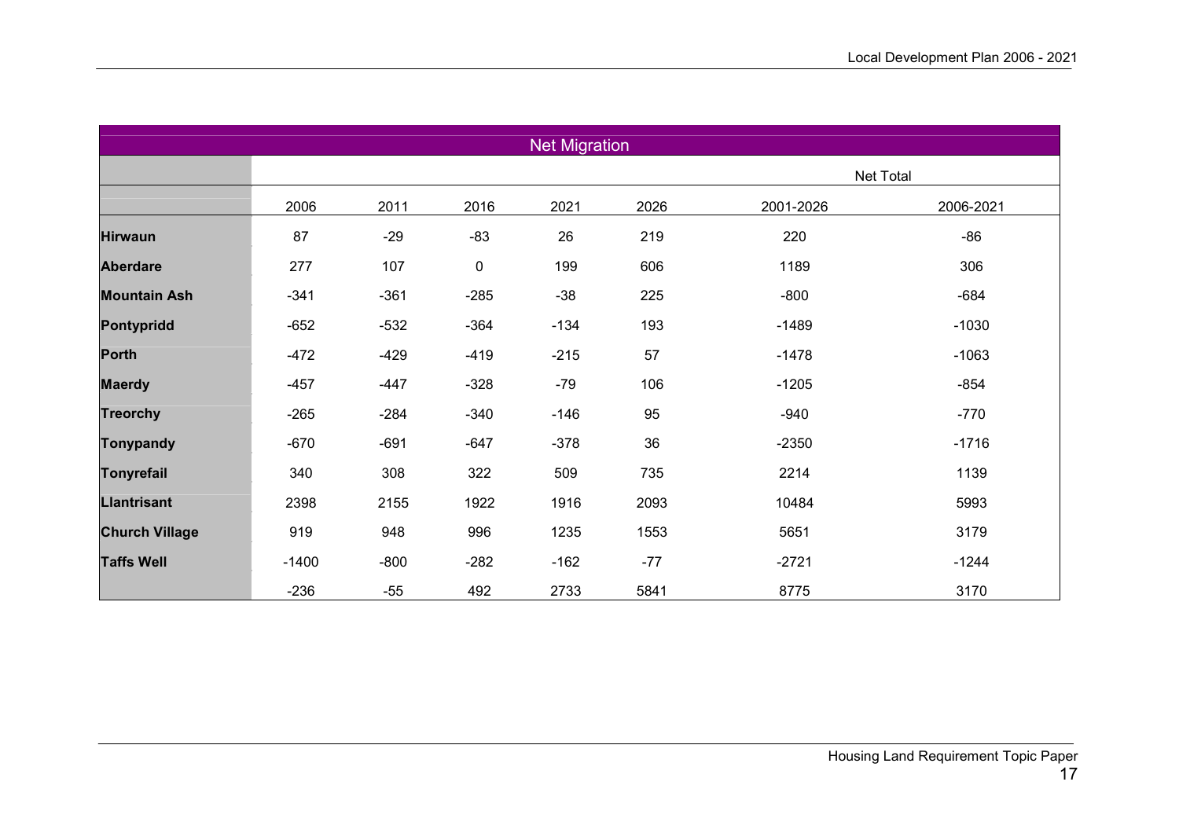| Net Migration | | | | | | | |
|---|---|---|---|---|---|---|---|
| | | | | | | Net Total | |
| | 2006 | 2011 | 2016 | 2021 | 2026 | 2001-2026 | 2006-2021 |
| **Hirwaun** | 87 | -29 | -83 | 26 | 219 | 220 | -86 |
| **Aberdare** | 277 | 107 | 0 | 199 | 606 | 1189 | 306 |
| **Mountain Ash** | -341 | -361 | -285 | -38 | 225 | -800 | -684 |
| **Pontypridd** | -652 | -532 | -364 | -134 | 193 | -1489 | -1030 |
| **Porth** | -472 | -429 | -419 | -215 | 57 | -1478 | -1063 |
| **Maerdy** | -457 | -447 | -328 | -79 | 106 | -1205 | -854 |
| **Treorchy** | -265 | -284 | -340 | -146 | 95 | -940 | -770 |
| **Tonypandy** | -670 | -691 | -647 | -378 | 36 | -2350 | -1716 |
| **Tonyrefail** | 340 | 308 | 322 | 509 | 735 | 2214 | 1139 |
| **Llantrisant** | 2398 | 2155 | 1922 | 1916 | 2093 | 10484 | 5993 |
| **Church Village** | 919 | 948 | 996 | 1235 | 1553 | 5651 | 3179 |
| **Taffs Well** | -1400 | -800 | -282 | -162 | -77 | -2721 | -1244 |
| | -236 | -55 | 492 | 2733 | 5841 | 8775 | 3170 |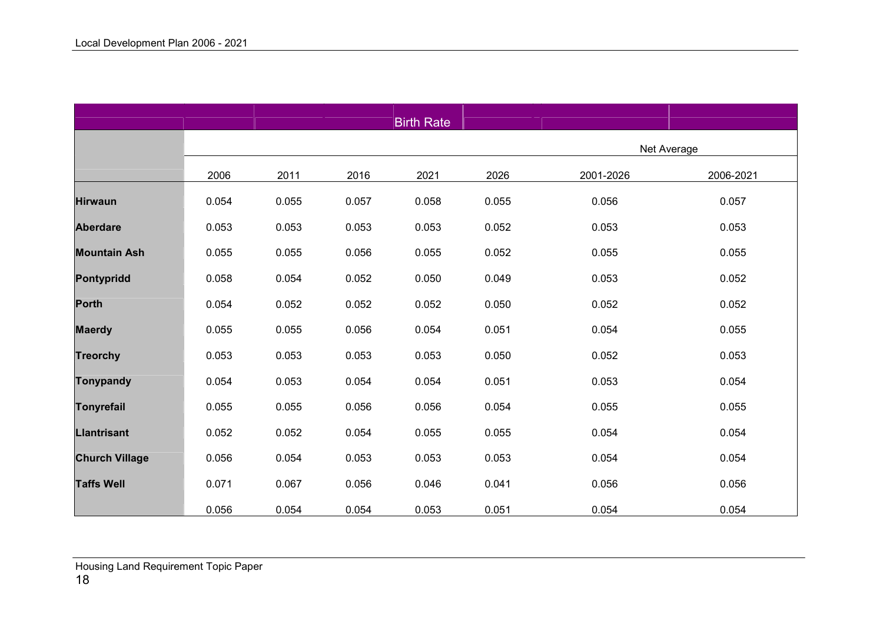| Birth Rate | | | | | | | |
|---|---|---|---|---|---|---|---|
| | | | | | | Net Average | |
| | 2006 | 2011 | 2016 | 2021 | 2026 | 2001-2026 | 2006-2021 |
| **Hirwaun** | 0.054 | 0.055 | 0.057 | 0.058 | 0.055 | 0.056 | 0.057 |
| **Aberdare** | 0.053 | 0.053 | 0.053 | 0.053 | 0.052 | 0.053 | 0.053 |
| **Mountain Ash** | 0.055 | 0.055 | 0.056 | 0.055 | 0.052 | 0.055 | 0.055 |
| **Pontypridd** | 0.058 | 0.054 | 0.052 | 0.050 | 0.049 | 0.053 | 0.052 |
| **Porth** | 0.054 | 0.052 | 0.052 | 0.052 | 0.050 | 0.052 | 0.052 |
| **Maerdy** | 0.055 | 0.055 | 0.056 | 0.054 | 0.051 | 0.054 | 0.055 |
| **Treorchy** | 0.053 | 0.053 | 0.053 | 0.053 | 0.050 | 0.052 | 0.053 |
| **Tonypandy** | 0.054 | 0.053 | 0.054 | 0.054 | 0.051 | 0.053 | 0.054 |
| **Tonyrefail** | 0.055 | 0.055 | 0.056 | 0.056 | 0.054 | 0.055 | 0.055 |
| **Llantrisant** | 0.052 | 0.052 | 0.054 | 0.055 | 0.055 | 0.054 | 0.054 |
| **Church Village** | 0.056 | 0.054 | 0.053 | 0.053 | 0.053 | 0.054 | 0.054 |
| **Taffs Well** | 0.071 | 0.067 | 0.056 | 0.046 | 0.041 | 0.056 | 0.056 |
| | 0.056 | 0.054 | 0.054 | 0.053 | 0.051 | 0.054 | 0.054 |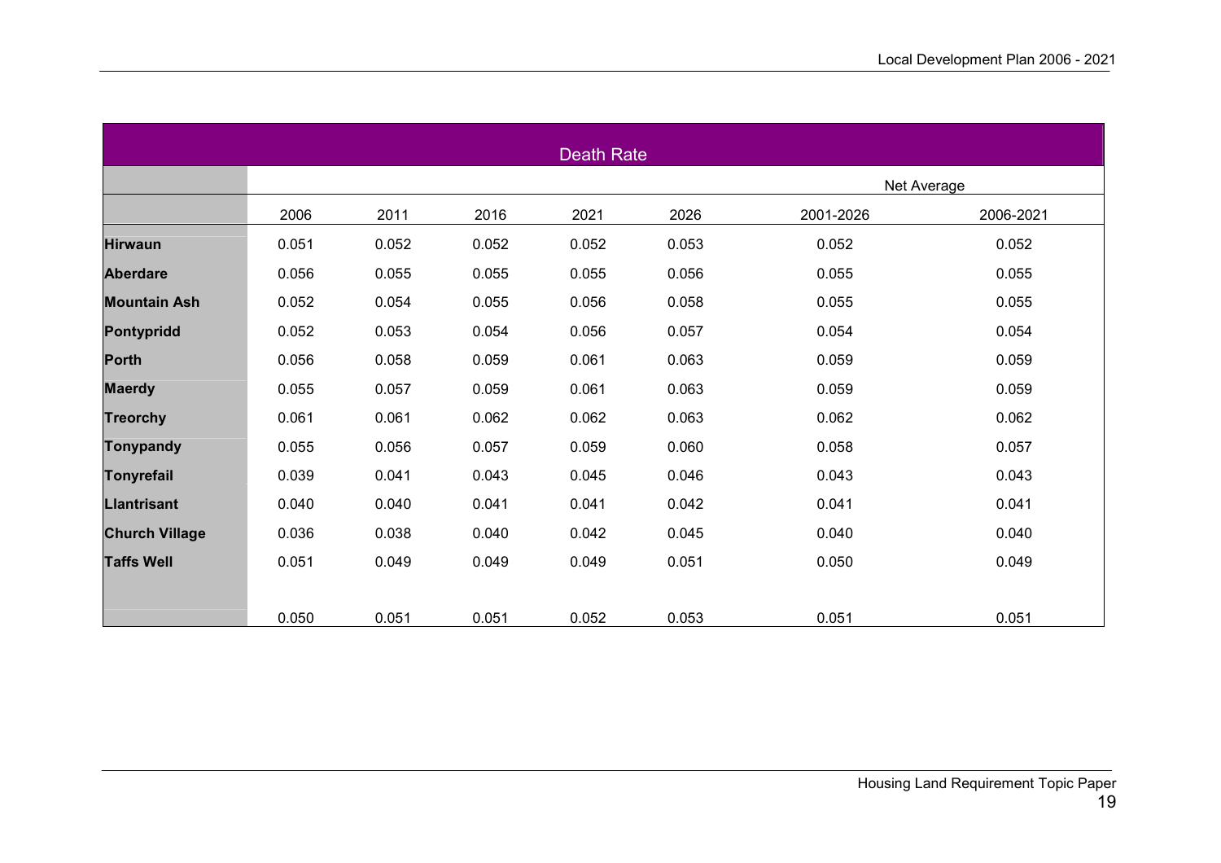| Death Rate | | | | | | | |
|---|---|---|---|---|---|---|---|
| | | | | | | Net Average | |
| | 2006 | 2011 | 2016 | 2021 | 2026 | 2001-2026 | 2006-2021 |
| **Hirwaun** | 0.051 | 0.052 | 0.052 | 0.052 | 0.053 | 0.052 | 0.052 |
| **Aberdare** | 0.056 | 0.055 | 0.055 | 0.055 | 0.056 | 0.055 | 0.055 |
| **Mountain Ash** | 0.052 | 0.054 | 0.055 | 0.056 | 0.058 | 0.055 | 0.055 |
| **Pontypridd** | 0.052 | 0.053 | 0.054 | 0.056 | 0.057 | 0.054 | 0.054 |
| **Porth** | 0.056 | 0.058 | 0.059 | 0.061 | 0.063 | 0.059 | 0.059 |
| **Maerdy** | 0.055 | 0.057 | 0.059 | 0.061 | 0.063 | 0.059 | 0.059 |
| **Treorchy** | 0.061 | 0.061 | 0.062 | 0.062 | 0.063 | 0.062 | 0.062 |
| **Tonypandy** | 0.055 | 0.056 | 0.057 | 0.059 | 0.060 | 0.058 | 0.057 |
| **Tonyrefail** | 0.039 | 0.041 | 0.043 | 0.045 | 0.046 | 0.043 | 0.043 |
| **Llantrisant** | 0.040 | 0.040 | 0.041 | 0.041 | 0.042 | 0.041 | 0.041 |
| **Church Village** | 0.036 | 0.038 | 0.040 | 0.042 | 0.045 | 0.040 | 0.040 |
| **Taffs Well** | 0.051 | 0.049 | 0.049 | 0.049 | 0.051 | 0.050 | 0.049 |
| | | | | | | | |
| | 0.050 | 0.051 | 0.051 | 0.052 | 0.053 | 0.051 | 0.051 |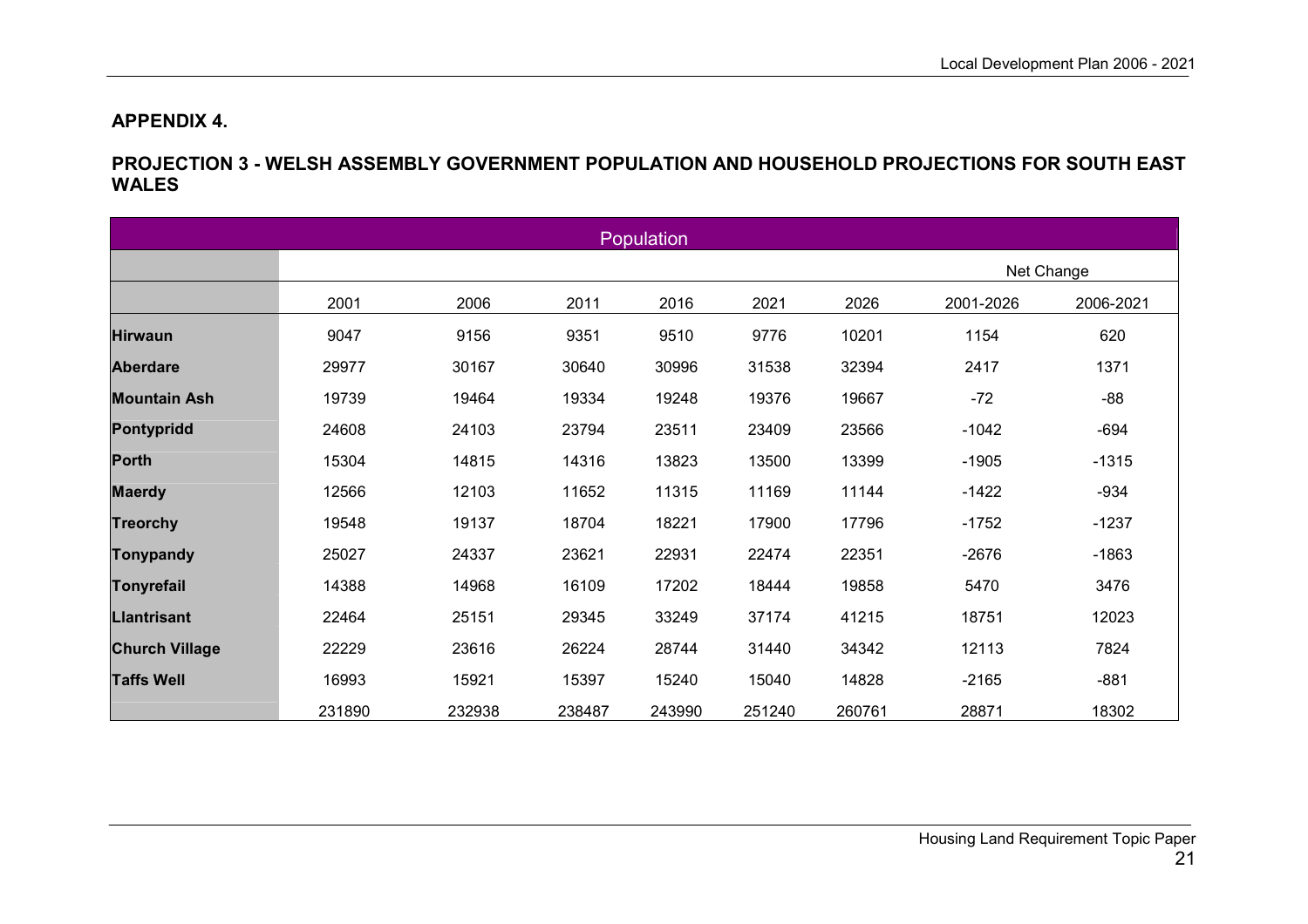## APPENDIX 4.

## PROJECTION 3 - WELSH ASSEMBLY GOVERNMENT POPULATION AND HOUSEHOLD PROJECTIONS FOR SOUTH EAST WALES

| Population | | | | | | | | |
|---|---|---|---|---|---|---|---|---|
| | | | | | | | Net Change | |
| | 2001 | 2006 | 2011 | 2016 | 2021 | 2026 | 2001-2026 | 2006-2021 |
| **Hirwaun** | 9047 | 9156 | 9351 | 9510 | 9776 | 10201 | 1154 | 620 |
| **Aberdare** | 29977 | 30167 | 30640 | 30996 | 31538 | 32394 | 2417 | 1371 |
| **Mountain Ash** | 19739 | 19464 | 19334 | 19248 | 19376 | 19667 | -72 | -88 |
| **Pontypridd** | 24608 | 24103 | 23794 | 23511 | 23409 | 23566 | -1042 | -694 |
| **Porth** | 15304 | 14815 | 14316 | 13823 | 13500 | 13399 | -1905 | -1315 |
| **Maerdy** | 12566 | 12103 | 11652 | 11315 | 11169 | 11144 | -1422 | -934 |
| **Treorchy** | 19548 | 19137 | 18704 | 18221 | 17900 | 17796 | -1752 | -1237 |
| **Tonypandy** | 25027 | 24337 | 23621 | 22931 | 22474 | 22351 | -2676 | -1863 |
| **Tonyrefail** | 14388 | 14968 | 16109 | 17202 | 18444 | 19858 | 5470 | 3476 |
| **Llantrisant** | 22464 | 25151 | 29345 | 33249 | 37174 | 41215 | 18751 | 12023 |
| **Church Village** | 22229 | 23616 | 26224 | 28744 | 31440 | 34342 | 12113 | 7824 |
| **Taffs Well** | 16993 | 15921 | 15397 | 15240 | 15040 | 14828 | -2165 | -881 |
| | 231890 | 232938 | 238487 | 243990 | 251240 | 260761 | 28871 | 18302 |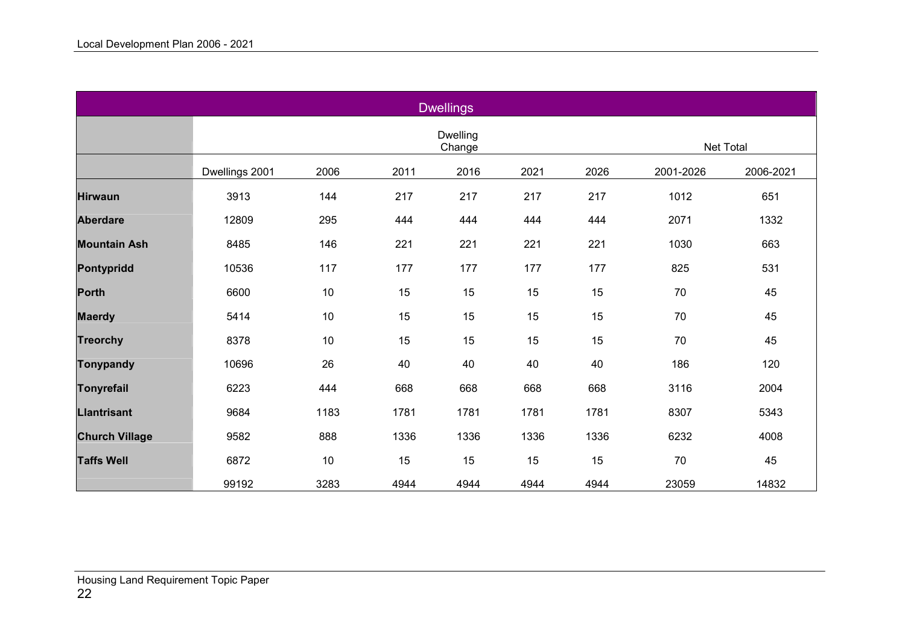| Dwellings | | | | | | | | |
|---|---|---|---|---|---|---|---|---|
| | | | | Dwelling Change | | | Net Total | |
| | Dwellings 2001 | 2006 | 2011 | 2016 | 2021 | 2026 | 2001-2026 | 2006-2021 |
| **Hirwaun** | 3913 | 144 | 217 | 217 | 217 | 217 | 1012 | 651 |
| **Aberdare** | 12809 | 295 | 444 | 444 | 444 | 444 | 2071 | 1332 |
| **Mountain Ash** | 8485 | 146 | 221 | 221 | 221 | 221 | 1030 | 663 |
| **Pontypridd** | 10536 | 117 | 177 | 177 | 177 | 177 | 825 | 531 |
| **Porth** | 6600 | 10 | 15 | 15 | 15 | 15 | 70 | 45 |
| **Maerdy** | 5414 | 10 | 15 | 15 | 15 | 15 | 70 | 45 |
| **Treorchy** | 8378 | 10 | 15 | 15 | 15 | 15 | 70 | 45 |
| **Tonypandy** | 10696 | 26 | 40 | 40 | 40 | 40 | 186 | 120 |
| **Tonyrefail** | 6223 | 444 | 668 | 668 | 668 | 668 | 3116 | 2004 |
| **Llantrisant** | 9684 | 1183 | 1781 | 1781 | 1781 | 1781 | 8307 | 5343 |
| **Church Village** | 9582 | 888 | 1336 | 1336 | 1336 | 1336 | 6232 | 4008 |
| **Taffs Well** | 6872 | 10 | 15 | 15 | 15 | 15 | 70 | 45 |
| | 99192 | 3283 | 4944 | 4944 | 4944 | 4944 | 23059 | 14832 |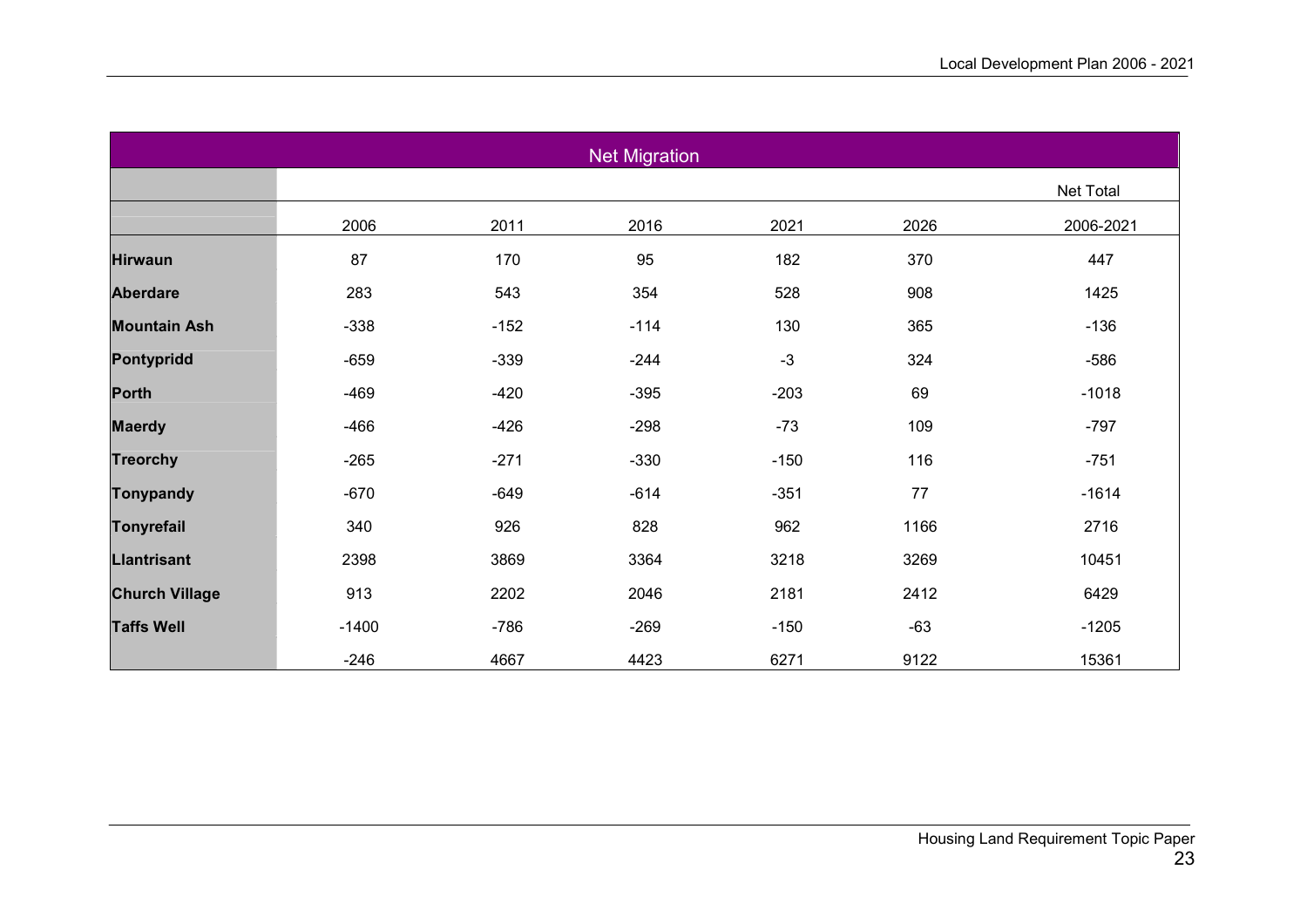| Net Migration | | | | | | |
|---|---|---|---|---|---|---|
| | | | | | | Net Total |
| | 2006 | 2011 | 2016 | 2021 | 2026 | 2006-2021 |
| **Hirwaun** | 87 | 170 | 95 | 182 | 370 | 447 |
| **Aberdare** | 283 | 543 | 354 | 528 | 908 | 1425 |
| **Mountain Ash** | -338 | -152 | -114 | 130 | 365 | -136 |
| **Pontypridd** | -659 | -339 | -244 | -3 | 324 | -586 |
| **Porth** | -469 | -420 | -395 | -203 | 69 | -1018 |
| **Maerdy** | -466 | -426 | -298 | -73 | 109 | -797 |
| **Treorchy** | -265 | -271 | -330 | -150 | 116 | -751 |
| **Tonypandy** | -670 | -649 | -614 | -351 | 77 | -1614 |
| **Tonyrefail** | 340 | 926 | 828 | 962 | 1166 | 2716 |
| **Llantrisant** | 2398 | 3869 | 3364 | 3218 | 3269 | 10451 |
| **Church Village** | 913 | 2202 | 2046 | 2181 | 2412 | 6429 |
| **Taffs Well** | -1400 | -786 | -269 | -150 | -63 | -1205 |
| | -246 | 4667 | 4423 | 6271 | 9122 | 15361 |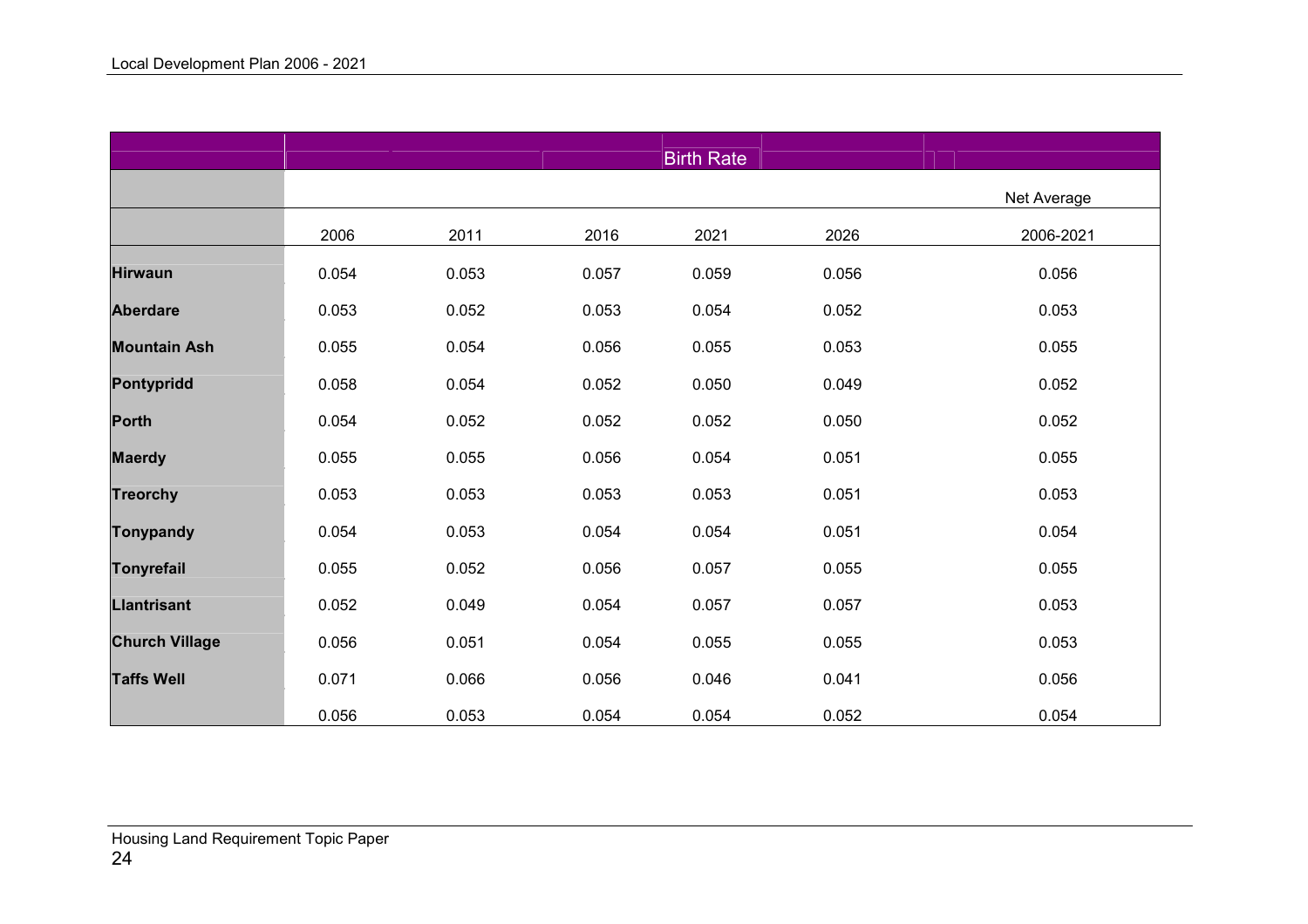| | Birth Rate | | | | | |
|---|---|---|---|---|---|---|
| | | | | | | Net Average |
| | 2006 | 2011 | 2016 | 2021 | 2026 | 2006-2021 |
| **Hirwaun** | 0.054 | 0.053 | 0.057 | 0.059 | 0.056 | 0.056 |
| **Aberdare** | 0.053 | 0.052 | 0.053 | 0.054 | 0.052 | 0.053 |
| **Mountain Ash** | 0.055 | 0.054 | 0.056 | 0.055 | 0.053 | 0.055 |
| **Pontypridd** | 0.058 | 0.054 | 0.052 | 0.050 | 0.049 | 0.052 |
| **Porth** | 0.054 | 0.052 | 0.052 | 0.052 | 0.050 | 0.052 |
| **Maerdy** | 0.055 | 0.055 | 0.056 | 0.054 | 0.051 | 0.055 |
| **Treorchy** | 0.053 | 0.053 | 0.053 | 0.053 | 0.051 | 0.053 |
| **Tonypandy** | 0.054 | 0.053 | 0.054 | 0.054 | 0.051 | 0.054 |
| **Tonyrefail** | 0.055 | 0.052 | 0.056 | 0.057 | 0.055 | 0.055 |
| **Llantrisant** | 0.052 | 0.049 | 0.054 | 0.057 | 0.057 | 0.053 |
| **Church Village** | 0.056 | 0.051 | 0.054 | 0.055 | 0.055 | 0.053 |
| **Taffs Well** | 0.071 | 0.066 | 0.056 | 0.046 | 0.041 | 0.056 |
| | 0.056 | 0.053 | 0.054 | 0.054 | 0.052 | 0.054 |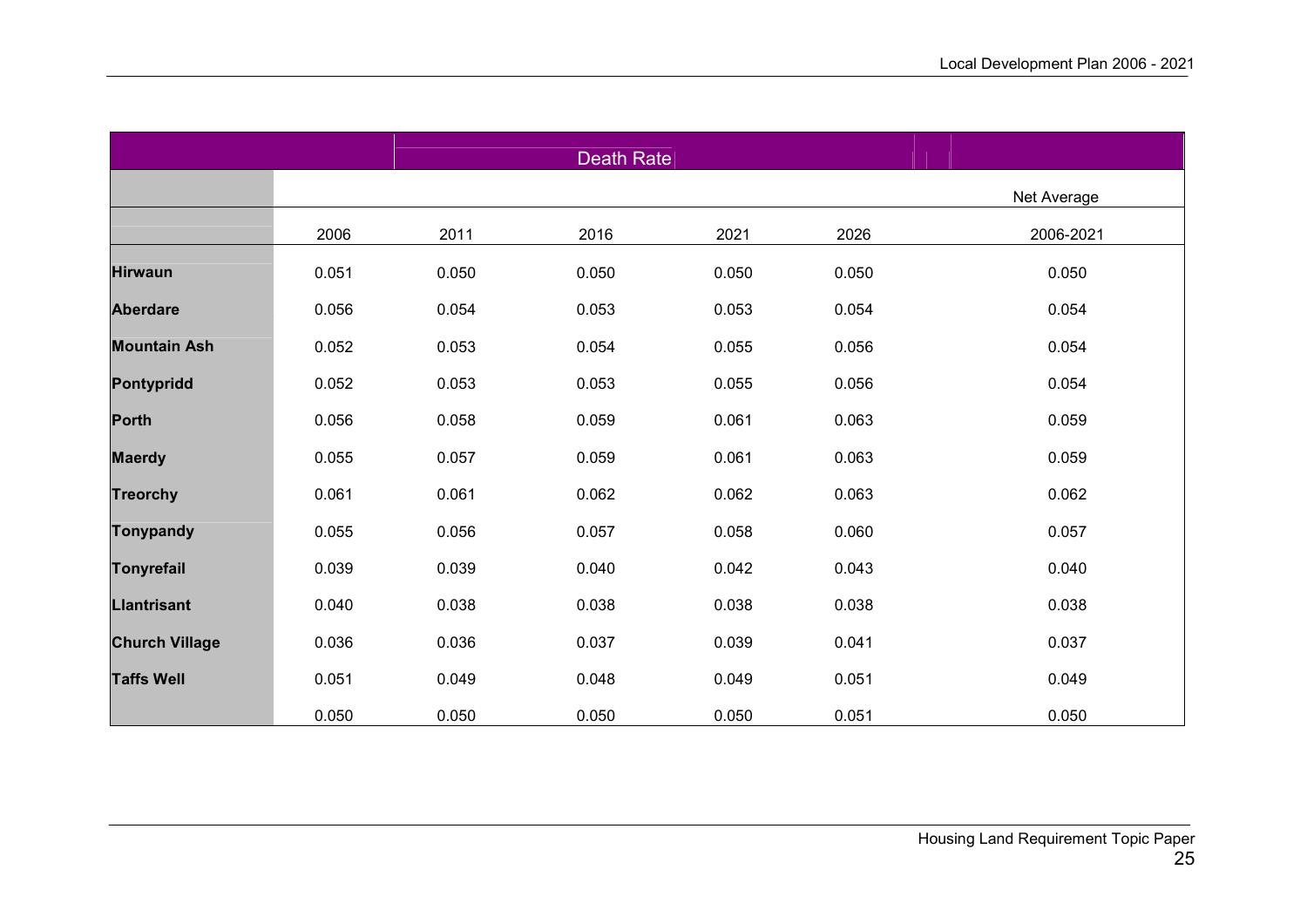| | Death Rate | | | | | |
|---|---|---|---|---|---|---|
| | | | | | | Net Average |
| | 2006 | 2011 | 2016 | 2021 | 2026 | 2006-2021 |
| **Hirwaun** | 0.051 | 0.050 | 0.050 | 0.050 | 0.050 | 0.050 |
| **Aberdare** | 0.056 | 0.054 | 0.053 | 0.053 | 0.054 | 0.054 |
| **Mountain Ash** | 0.052 | 0.053 | 0.054 | 0.055 | 0.056 | 0.054 |
| **Pontypridd** | 0.052 | 0.053 | 0.053 | 0.055 | 0.056 | 0.054 |
| **Porth** | 0.056 | 0.058 | 0.059 | 0.061 | 0.063 | 0.059 |
| **Maerdy** | 0.055 | 0.057 | 0.059 | 0.061 | 0.063 | 0.059 |
| **Treorchy** | 0.061 | 0.061 | 0.062 | 0.062 | 0.063 | 0.062 |
| **Tonypandy** | 0.055 | 0.056 | 0.057 | 0.058 | 0.060 | 0.057 |
| **Tonyrefail** | 0.039 | 0.039 | 0.040 | 0.042 | 0.043 | 0.040 |
| **Llantrisant** | 0.040 | 0.038 | 0.038 | 0.038 | 0.038 | 0.038 |
| **Church Village** | 0.036 | 0.036 | 0.037 | 0.039 | 0.041 | 0.037 |
| **Taffs Well** | 0.051 | 0.049 | 0.048 | 0.049 | 0.051 | 0.049 |
| | 0.050 | 0.050 | 0.050 | 0.050 | 0.051 | 0.050 |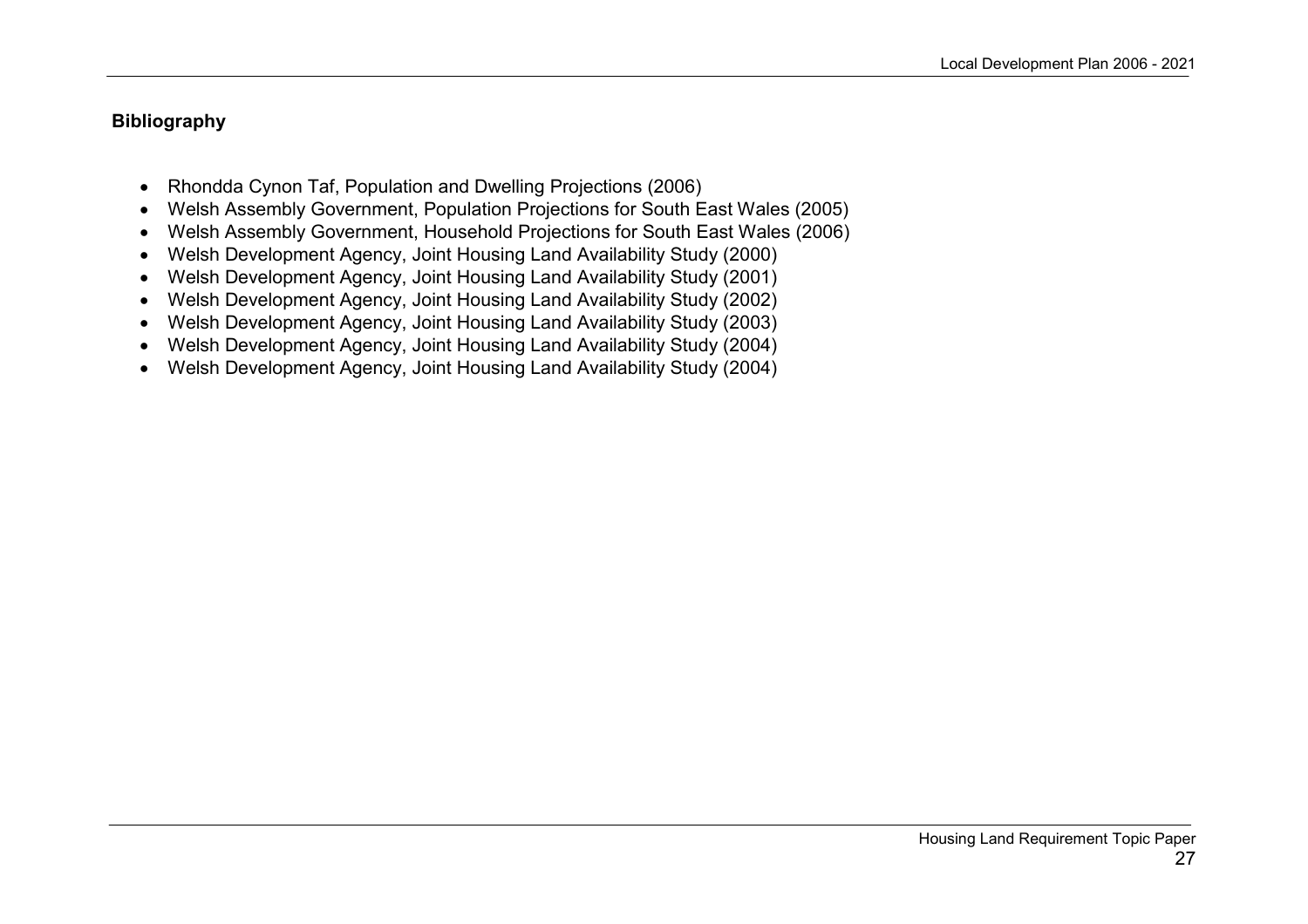## Bibliography

- Rhondda Cynon Taf, Population and Dwelling Projections (2006)
- Welsh Assembly Government, Population Projections for South East Wales (2005)
- Welsh Assembly Government, Household Projections for South East Wales (2006)
- Welsh Development Agency, Joint Housing Land Availability Study (2000)
- Welsh Development Agency, Joint Housing Land Availability Study (2001)
- Welsh Development Agency, Joint Housing Land Availability Study (2002)
- Welsh Development Agency, Joint Housing Land Availability Study (2003)
- Welsh Development Agency, Joint Housing Land Availability Study (2004)
- Welsh Development Agency, Joint Housing Land Availability Study (2004)